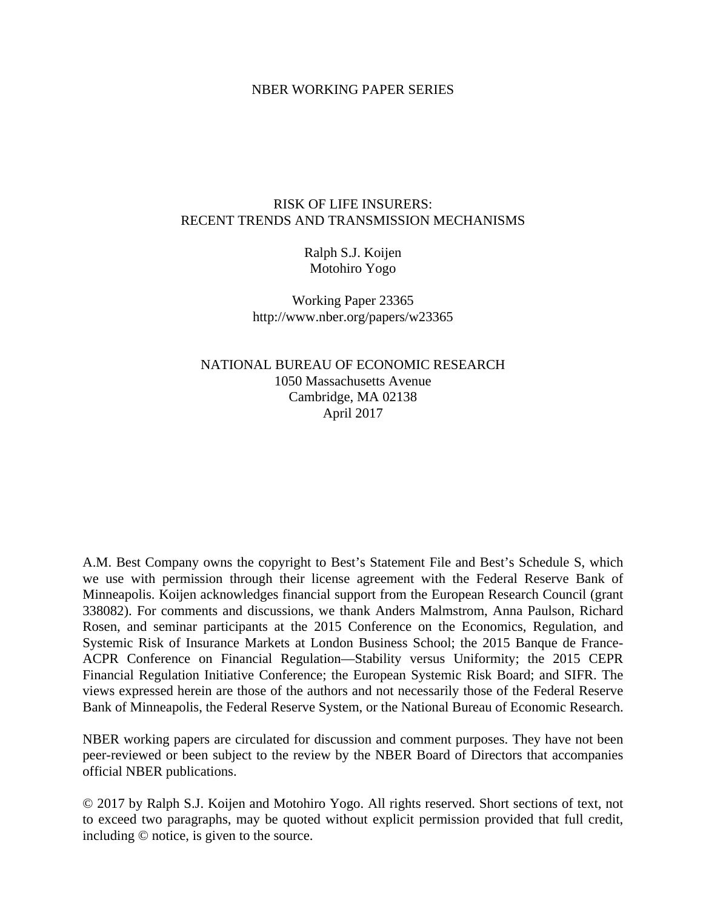NBER WORKING PAPER SERIES

# RISK OF LIFE INSURERS: RECENT TRENDS AND TRANSMISSION MECHANISMS

Ralph S.J. Koijen
Motohiro Yogo

Working Paper 23365
http://www.nber.org/papers/w23365

NATIONAL BUREAU OF ECONOMIC RESEARCH
1050 Massachusetts Avenue
Cambridge, MA 02138
April 2017

A.M. Best Company owns the copyright to Best's Statement File and Best's Schedule S, which we use with permission through their license agreement with the Federal Reserve Bank of Minneapolis. Koijen acknowledges financial support from the European Research Council (grant 338082). For comments and discussions, we thank Anders Malmstrom, Anna Paulson, Richard Rosen, and seminar participants at the 2015 Conference on the Economics, Regulation, and Systemic Risk of Insurance Markets at London Business School; the 2015 Banque de France-ACPR Conference on Financial Regulation—Stability versus Uniformity; the 2015 CEPR Financial Regulation Initiative Conference; the European Systemic Risk Board; and SIFR. The views expressed herein are those of the authors and not necessarily those of the Federal Reserve Bank of Minneapolis, the Federal Reserve System, or the National Bureau of Economic Research.

NBER working papers are circulated for discussion and comment purposes. They have not been peer-reviewed or been subject to the review by the NBER Board of Directors that accompanies official NBER publications.

© 2017 by Ralph S.J. Koijen and Motohiro Yogo. All rights reserved. Short sections of text, not to exceed two paragraphs, may be quoted without explicit permission provided that full credit, including © notice, is given to the source.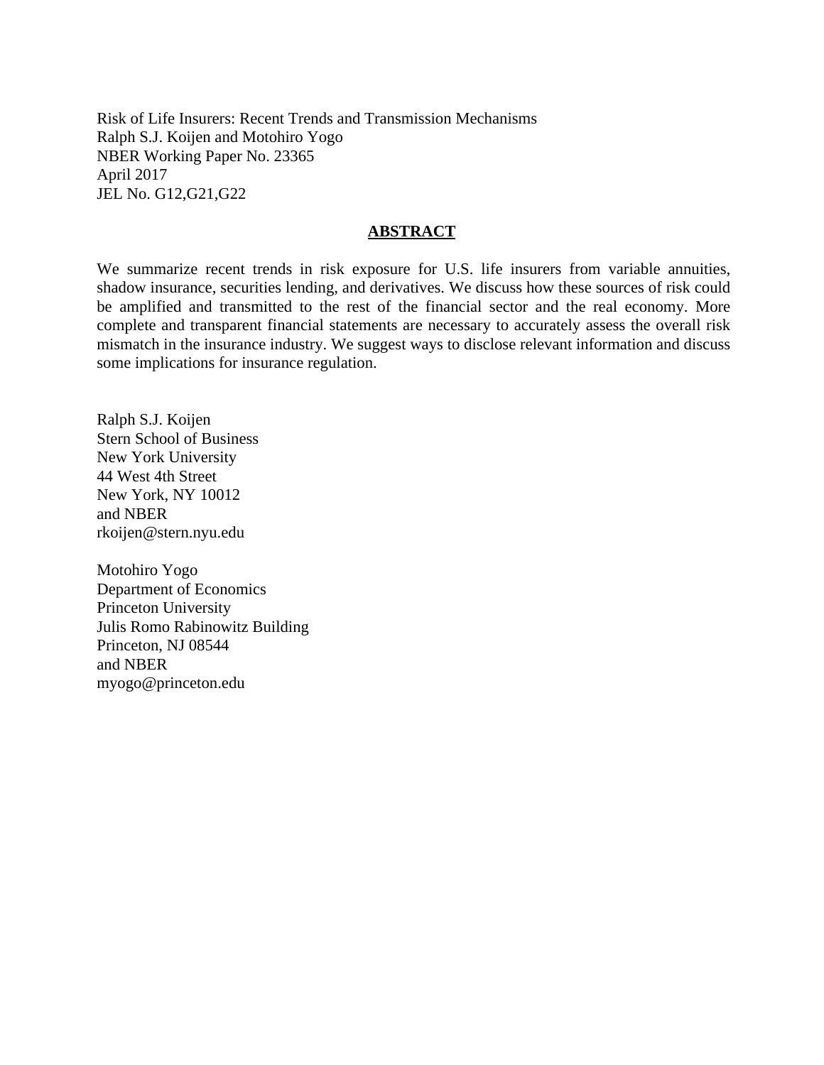Risk of Life Insurers: Recent Trends and Transmission Mechanisms
Ralph S.J. Koijen and Motohiro Yogo
NBER Working Paper No. 23365
April 2017
JEL No. G12,G21,G22

## ABSTRACT

We summarize recent trends in risk exposure for U.S. life insurers from variable annuities, shadow insurance, securities lending, and derivatives. We discuss how these sources of risk could be amplified and transmitted to the rest of the financial sector and the real economy. More complete and transparent financial statements are necessary to accurately assess the overall risk mismatch in the insurance industry. We suggest ways to disclose relevant information and discuss some implications for insurance regulation.

Ralph S.J. Koijen
Stern School of Business
New York University
44 West 4th Street
New York, NY 10012
and NBER
rkoijen@stern.nyu.edu

Motohiro Yogo
Department of Economics
Princeton University
Julis Romo Rabinowitz Building
Princeton, NJ 08544
and NBER
myogo@princeton.edu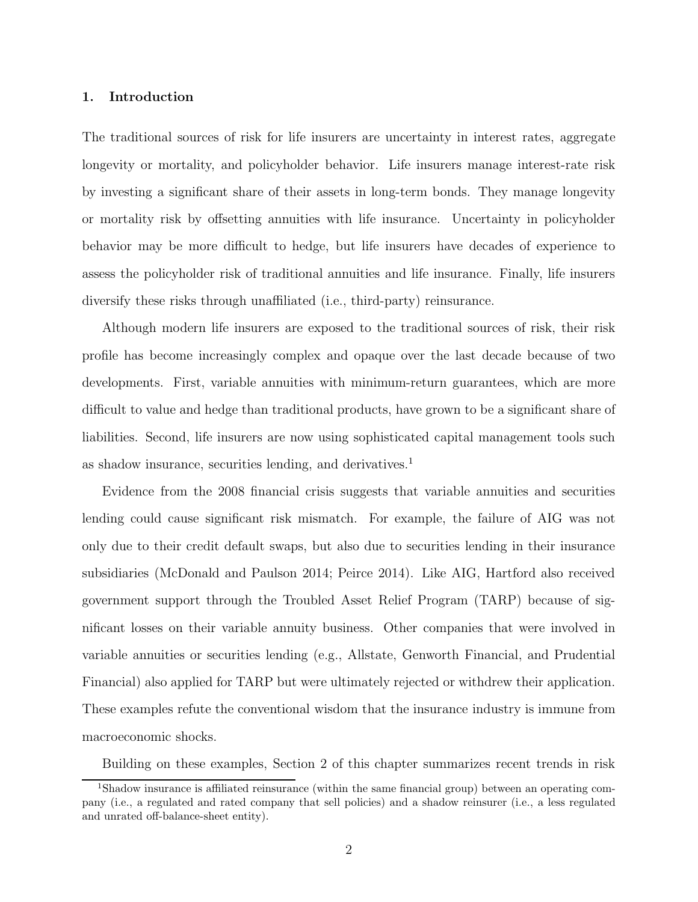## 1. Introduction

The traditional sources of risk for life insurers are uncertainty in interest rates, aggregate longevity or mortality, and policyholder behavior. Life insurers manage interest-rate risk by investing a significant share of their assets in long-term bonds. They manage longevity or mortality risk by offsetting annuities with life insurance. Uncertainty in policyholder behavior may be more difficult to hedge, but life insurers have decades of experience to assess the policyholder risk of traditional annuities and life insurance. Finally, life insurers diversify these risks through unaffiliated (i.e., third-party) reinsurance.

Although modern life insurers are exposed to the traditional sources of risk, their risk profile has become increasingly complex and opaque over the last decade because of two developments. First, variable annuities with minimum-return guarantees, which are more difficult to value and hedge than traditional products, have grown to be a significant share of liabilities. Second, life insurers are now using sophisticated capital management tools such as shadow insurance, securities lending, and derivatives.[1]

Evidence from the 2008 financial crisis suggests that variable annuities and securities lending could cause significant risk mismatch. For example, the failure of AIG was not only due to their credit default swaps, but also due to securities lending in their insurance subsidiaries (McDonald and Paulson 2014; Peirce 2014). Like AIG, Hartford also received government support through the Troubled Asset Relief Program (TARP) because of significant losses on their variable annuity business. Other companies that were involved in variable annuities or securities lending (e.g., Allstate, Genworth Financial, and Prudential Financial) also applied for TARP but were ultimately rejected or withdrew their application. These examples refute the conventional wisdom that the insurance industry is immune from macroeconomic shocks.

Building on these examples, Section 2 of this chapter summarizes recent trends in risk

[1] Shadow insurance is affiliated reinsurance (within the same financial group) between an operating company (i.e., a regulated and rated company that sell policies) and a shadow reinsurer (i.e., a less regulated and unrated off-balance-sheet entity).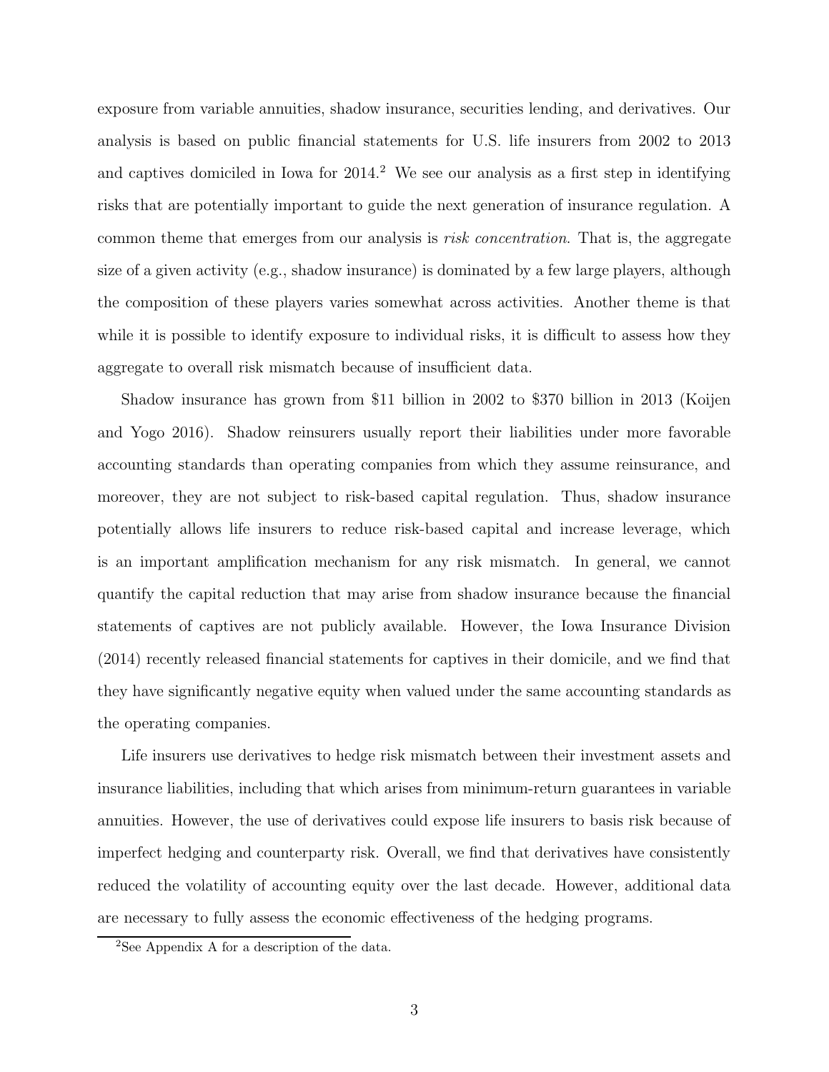exposure from variable annuities, shadow insurance, securities lending, and derivatives. Our analysis is based on public financial statements for U.S. life insurers from 2002 to 2013 and captives domiciled in Iowa for 2014.[2] We see our analysis as a first step in identifying risks that are potentially important to guide the next generation of insurance regulation. A common theme that emerges from our analysis is *risk concentration*. That is, the aggregate size of a given activity (e.g., shadow insurance) is dominated by a few large players, although the composition of these players varies somewhat across activities. Another theme is that while it is possible to identify exposure to individual risks, it is difficult to assess how they aggregate to overall risk mismatch because of insufficient data.

Shadow insurance has grown from $11 billion in 2002 to $370 billion in 2013 (Koijen and Yogo 2016). Shadow reinsurers usually report their liabilities under more favorable accounting standards than operating companies from which they assume reinsurance, and moreover, they are not subject to risk-based capital regulation. Thus, shadow insurance potentially allows life insurers to reduce risk-based capital and increase leverage, which is an important amplification mechanism for any risk mismatch. In general, we cannot quantify the capital reduction that may arise from shadow insurance because the financial statements of captives are not publicly available. However, the Iowa Insurance Division (2014) recently released financial statements for captives in their domicile, and we find that they have significantly negative equity when valued under the same accounting standards as the operating companies.

Life insurers use derivatives to hedge risk mismatch between their investment assets and insurance liabilities, including that which arises from minimum-return guarantees in variable annuities. However, the use of derivatives could expose life insurers to basis risk because of imperfect hedging and counterparty risk. Overall, we find that derivatives have consistently reduced the volatility of accounting equity over the last decade. However, additional data are necessary to fully assess the economic effectiveness of the hedging programs.

[2] See Appendix A for a description of the data.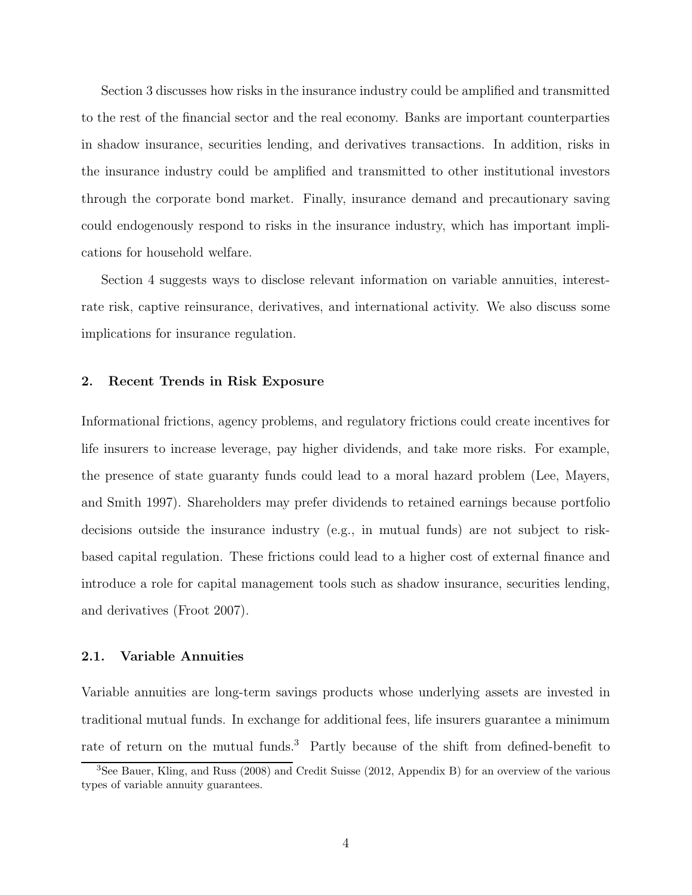Section 3 discusses how risks in the insurance industry could be amplified and transmitted to the rest of the financial sector and the real economy. Banks are important counterparties in shadow insurance, securities lending, and derivatives transactions. In addition, risks in the insurance industry could be amplified and transmitted to other institutional investors through the corporate bond market. Finally, insurance demand and precautionary saving could endogenously respond to risks in the insurance industry, which has important implications for household welfare.

Section 4 suggests ways to disclose relevant information on variable annuities, interest-rate risk, captive reinsurance, derivatives, and international activity. We also discuss some implications for insurance regulation.

## 2. Recent Trends in Risk Exposure

Informational frictions, agency problems, and regulatory frictions could create incentives for life insurers to increase leverage, pay higher dividends, and take more risks. For example, the presence of state guaranty funds could lead to a moral hazard problem (Lee, Mayers, and Smith 1997). Shareholders may prefer dividends to retained earnings because portfolio decisions outside the insurance industry (e.g., in mutual funds) are not subject to risk-based capital regulation. These frictions could lead to a higher cost of external finance and introduce a role for capital management tools such as shadow insurance, securities lending, and derivatives (Froot 2007).

### 2.1. Variable Annuities

Variable annuities are long-term savings products whose underlying assets are invested in traditional mutual funds. In exchange for additional fees, life insurers guarantee a minimum rate of return on the mutual funds.[3] Partly because of the shift from defined-benefit to

[3] See Bauer, Kling, and Russ (2008) and Credit Suisse (2012, Appendix B) for an overview of the various types of variable annuity guarantees.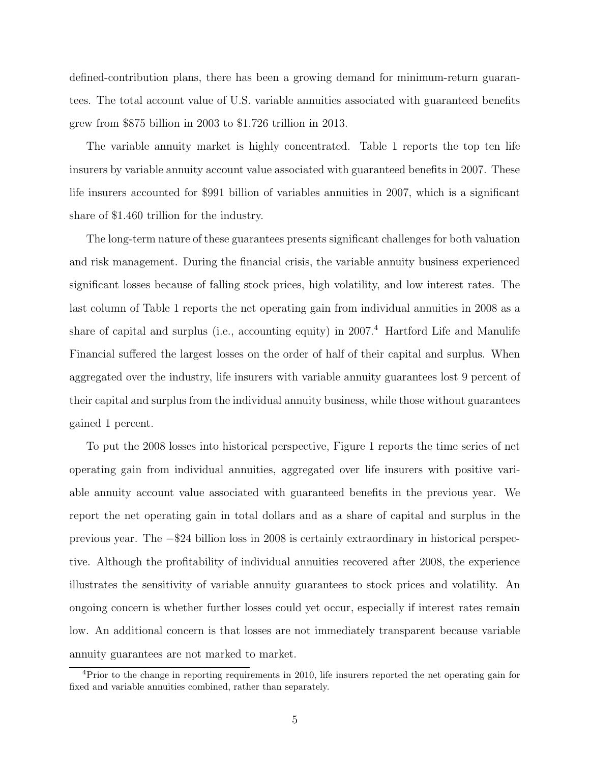defined-contribution plans, there has been a growing demand for minimum-return guarantees. The total account value of U.S. variable annuities associated with guaranteed benefits grew from \$875 billion in 2003 to \$1.726 trillion in 2013.

The variable annuity market is highly concentrated. Table 1 reports the top ten life insurers by variable annuity account value associated with guaranteed benefits in 2007. These life insurers accounted for \$991 billion of variables annuities in 2007, which is a significant share of \$1.460 trillion for the industry.

The long-term nature of these guarantees presents significant challenges for both valuation and risk management. During the financial crisis, the variable annuity business experienced significant losses because of falling stock prices, high volatility, and low interest rates. The last column of Table 1 reports the net operating gain from individual annuities in 2008 as a share of capital and surplus (i.e., accounting equity) in 2007.[4] Hartford Life and Manulife Financial suffered the largest losses on the order of half of their capital and surplus. When aggregated over the industry, life insurers with variable annuity guarantees lost 9 percent of their capital and surplus from the individual annuity business, while those without guarantees gained 1 percent.

To put the 2008 losses into historical perspective, Figure 1 reports the time series of net operating gain from individual annuities, aggregated over life insurers with positive variable annuity account value associated with guaranteed benefits in the previous year. We report the net operating gain in total dollars and as a share of capital and surplus in the previous year. The −\$24 billion loss in 2008 is certainly extraordinary in historical perspective. Although the profitability of individual annuities recovered after 2008, the experience illustrates the sensitivity of variable annuity guarantees to stock prices and volatility. An ongoing concern is whether further losses could yet occur, especially if interest rates remain low. An additional concern is that losses are not immediately transparent because variable annuity guarantees are not marked to market.

[4] Prior to the change in reporting requirements in 2010, life insurers reported the net operating gain for fixed and variable annuities combined, rather than separately.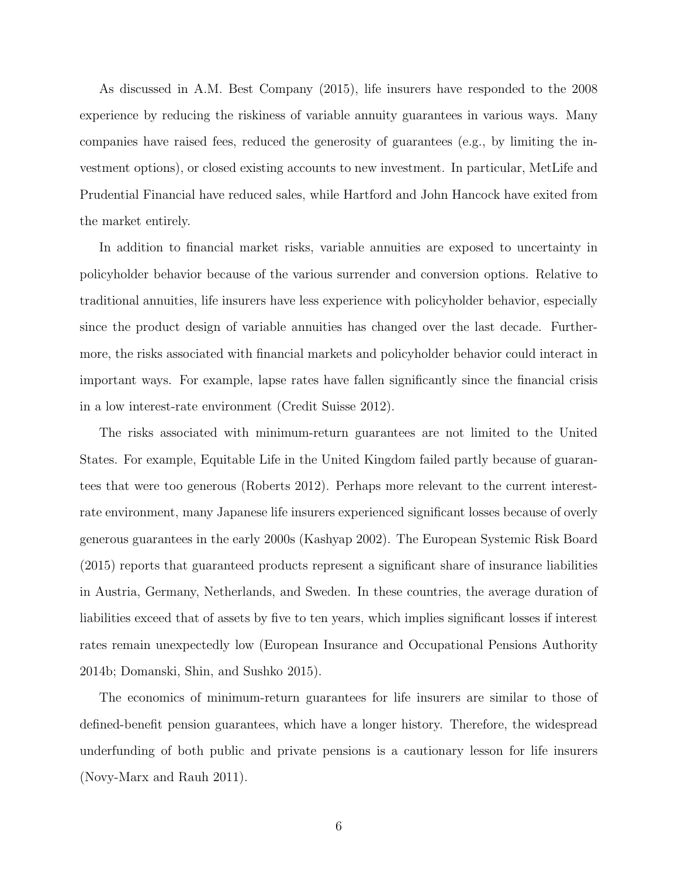As discussed in A.M. Best Company (2015), life insurers have responded to the 2008 experience by reducing the riskiness of variable annuity guarantees in various ways. Many companies have raised fees, reduced the generosity of guarantees (e.g., by limiting the investment options), or closed existing accounts to new investment. In particular, MetLife and Prudential Financial have reduced sales, while Hartford and John Hancock have exited from the market entirely.

In addition to financial market risks, variable annuities are exposed to uncertainty in policyholder behavior because of the various surrender and conversion options. Relative to traditional annuities, life insurers have less experience with policyholder behavior, especially since the product design of variable annuities has changed over the last decade. Furthermore, the risks associated with financial markets and policyholder behavior could interact in important ways. For example, lapse rates have fallen significantly since the financial crisis in a low interest-rate environment (Credit Suisse 2012).

The risks associated with minimum-return guarantees are not limited to the United States. For example, Equitable Life in the United Kingdom failed partly because of guarantees that were too generous (Roberts 2012). Perhaps more relevant to the current interest-rate environment, many Japanese life insurers experienced significant losses because of overly generous guarantees in the early 2000s (Kashyap 2002). The European Systemic Risk Board (2015) reports that guaranteed products represent a significant share of insurance liabilities in Austria, Germany, Netherlands, and Sweden. In these countries, the average duration of liabilities exceed that of assets by five to ten years, which implies significant losses if interest rates remain unexpectedly low (European Insurance and Occupational Pensions Authority 2014b; Domanski, Shin, and Sushko 2015).

The economics of minimum-return guarantees for life insurers are similar to those of defined-benefit pension guarantees, which have a longer history. Therefore, the widespread underfunding of both public and private pensions is a cautionary lesson for life insurers (Novy-Marx and Rauh 2011).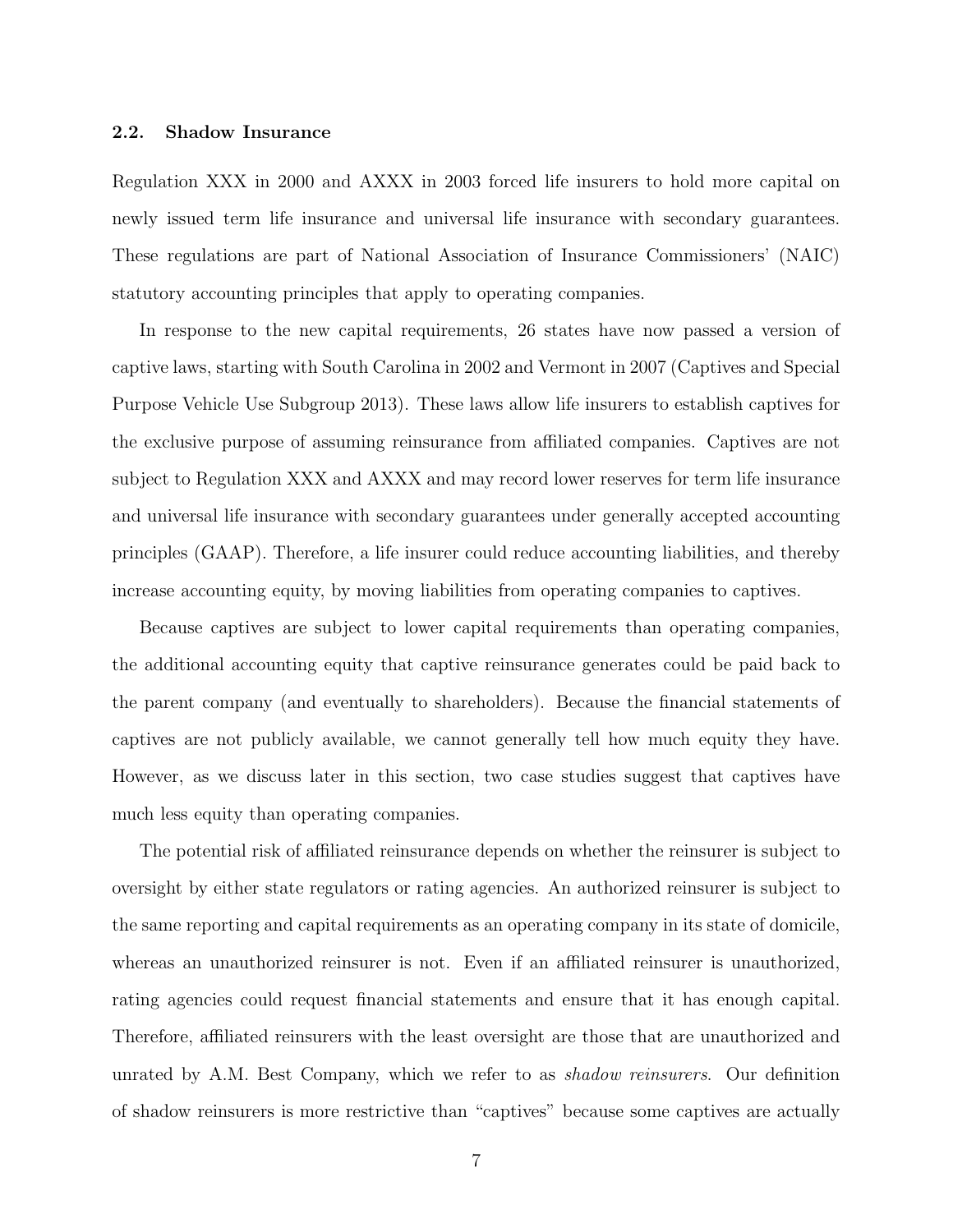### 2.2. Shadow Insurance

Regulation XXX in 2000 and AXXX in 2003 forced life insurers to hold more capital on newly issued term life insurance and universal life insurance with secondary guarantees. These regulations are part of National Association of Insurance Commissioners' (NAIC) statutory accounting principles that apply to operating companies.

In response to the new capital requirements, 26 states have now passed a version of captive laws, starting with South Carolina in 2002 and Vermont in 2007 (Captives and Special Purpose Vehicle Use Subgroup 2013). These laws allow life insurers to establish captives for the exclusive purpose of assuming reinsurance from affiliated companies. Captives are not subject to Regulation XXX and AXXX and may record lower reserves for term life insurance and universal life insurance with secondary guarantees under generally accepted accounting principles (GAAP). Therefore, a life insurer could reduce accounting liabilities, and thereby increase accounting equity, by moving liabilities from operating companies to captives.

Because captives are subject to lower capital requirements than operating companies, the additional accounting equity that captive reinsurance generates could be paid back to the parent company (and eventually to shareholders). Because the financial statements of captives are not publicly available, we cannot generally tell how much equity they have. However, as we discuss later in this section, two case studies suggest that captives have much less equity than operating companies.

The potential risk of affiliated reinsurance depends on whether the reinsurer is subject to oversight by either state regulators or rating agencies. An authorized reinsurer is subject to the same reporting and capital requirements as an operating company in its state of domicile, whereas an unauthorized reinsurer is not. Even if an affiliated reinsurer is unauthorized, rating agencies could request financial statements and ensure that it has enough capital. Therefore, affiliated reinsurers with the least oversight are those that are unauthorized and unrated by A.M. Best Company, which we refer to as *shadow reinsurers*. Our definition of shadow reinsurers is more restrictive than "captives" because some captives are actually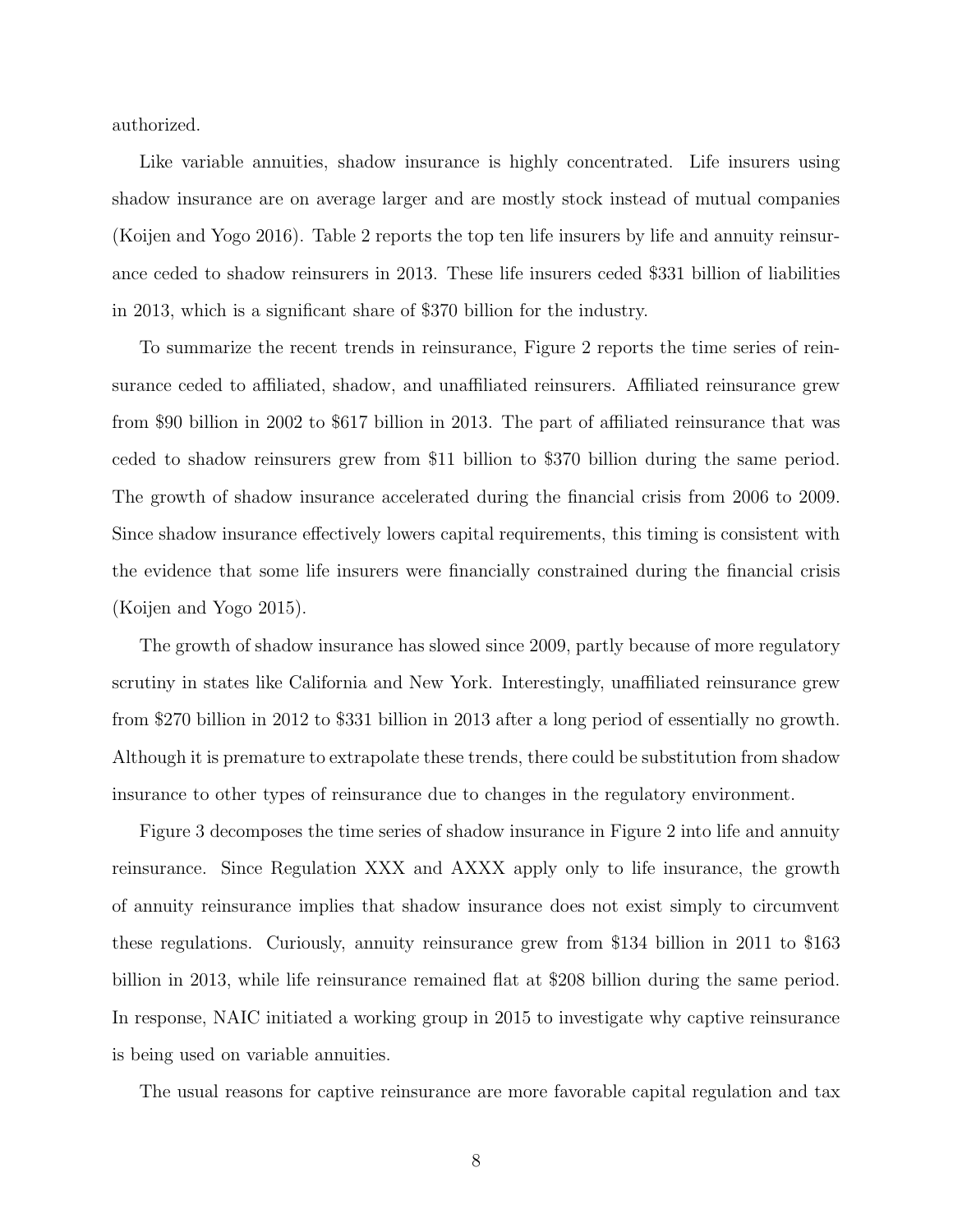authorized.

Like variable annuities, shadow insurance is highly concentrated. Life insurers using shadow insurance are on average larger and are mostly stock instead of mutual companies (Koijen and Yogo 2016). Table 2 reports the top ten life insurers by life and annuity reinsurance ceded to shadow reinsurers in 2013. These life insurers ceded $331 billion of liabilities in 2013, which is a significant share of $370 billion for the industry.

To summarize the recent trends in reinsurance, Figure 2 reports the time series of reinsurance ceded to affiliated, shadow, and unaffiliated reinsurers. Affiliated reinsurance grew from $90 billion in 2002 to $617 billion in 2013. The part of affiliated reinsurance that was ceded to shadow reinsurers grew from $11 billion to $370 billion during the same period. The growth of shadow insurance accelerated during the financial crisis from 2006 to 2009. Since shadow insurance effectively lowers capital requirements, this timing is consistent with the evidence that some life insurers were financially constrained during the financial crisis (Koijen and Yogo 2015).

The growth of shadow insurance has slowed since 2009, partly because of more regulatory scrutiny in states like California and New York. Interestingly, unaffiliated reinsurance grew from $270 billion in 2012 to $331 billion in 2013 after a long period of essentially no growth. Although it is premature to extrapolate these trends, there could be substitution from shadow insurance to other types of reinsurance due to changes in the regulatory environment.

Figure 3 decomposes the time series of shadow insurance in Figure 2 into life and annuity reinsurance. Since Regulation XXX and AXXX apply only to life insurance, the growth of annuity reinsurance implies that shadow insurance does not exist simply to circumvent these regulations. Curiously, annuity reinsurance grew from $134 billion in 2011 to $163 billion in 2013, while life reinsurance remained flat at $208 billion during the same period. In response, NAIC initiated a working group in 2015 to investigate why captive reinsurance is being used on variable annuities.

The usual reasons for captive reinsurance are more favorable capital regulation and tax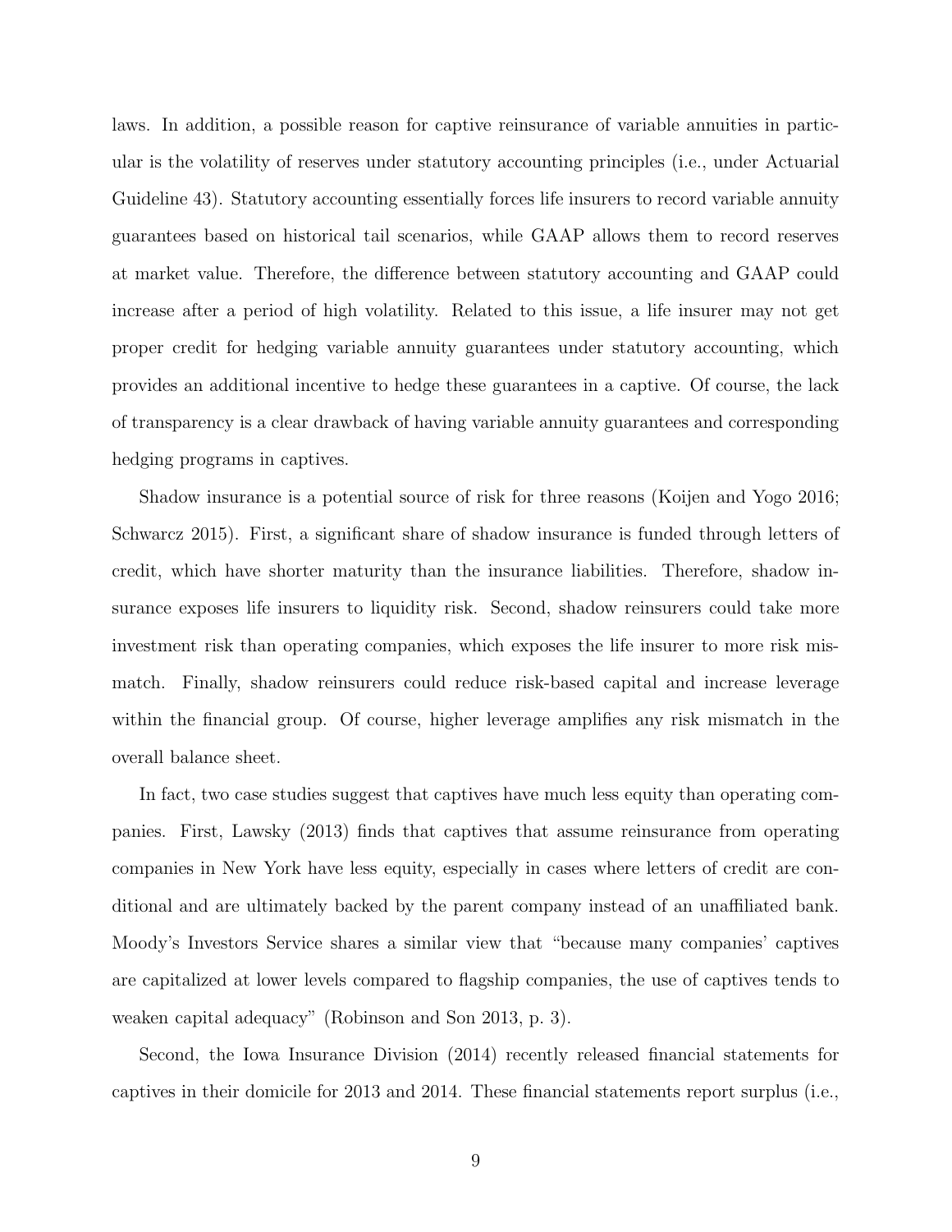laws. In addition, a possible reason for captive reinsurance of variable annuities in particular is the volatility of reserves under statutory accounting principles (i.e., under Actuarial Guideline 43). Statutory accounting essentially forces life insurers to record variable annuity guarantees based on historical tail scenarios, while GAAP allows them to record reserves at market value. Therefore, the difference between statutory accounting and GAAP could increase after a period of high volatility. Related to this issue, a life insurer may not get proper credit for hedging variable annuity guarantees under statutory accounting, which provides an additional incentive to hedge these guarantees in a captive. Of course, the lack of transparency is a clear drawback of having variable annuity guarantees and corresponding hedging programs in captives.

Shadow insurance is a potential source of risk for three reasons (Koijen and Yogo 2016; Schwarcz 2015). First, a significant share of shadow insurance is funded through letters of credit, which have shorter maturity than the insurance liabilities. Therefore, shadow insurance exposes life insurers to liquidity risk. Second, shadow reinsurers could take more investment risk than operating companies, which exposes the life insurer to more risk mismatch. Finally, shadow reinsurers could reduce risk-based capital and increase leverage within the financial group. Of course, higher leverage amplifies any risk mismatch in the overall balance sheet.

In fact, two case studies suggest that captives have much less equity than operating companies. First, Lawsky (2013) finds that captives that assume reinsurance from operating companies in New York have less equity, especially in cases where letters of credit are conditional and are ultimately backed by the parent company instead of an unaffiliated bank. Moody's Investors Service shares a similar view that "because many companies' captives are capitalized at lower levels compared to flagship companies, the use of captives tends to weaken capital adequacy" (Robinson and Son 2013, p. 3).

Second, the Iowa Insurance Division (2014) recently released financial statements for captives in their domicile for 2013 and 2014. These financial statements report surplus (i.e.,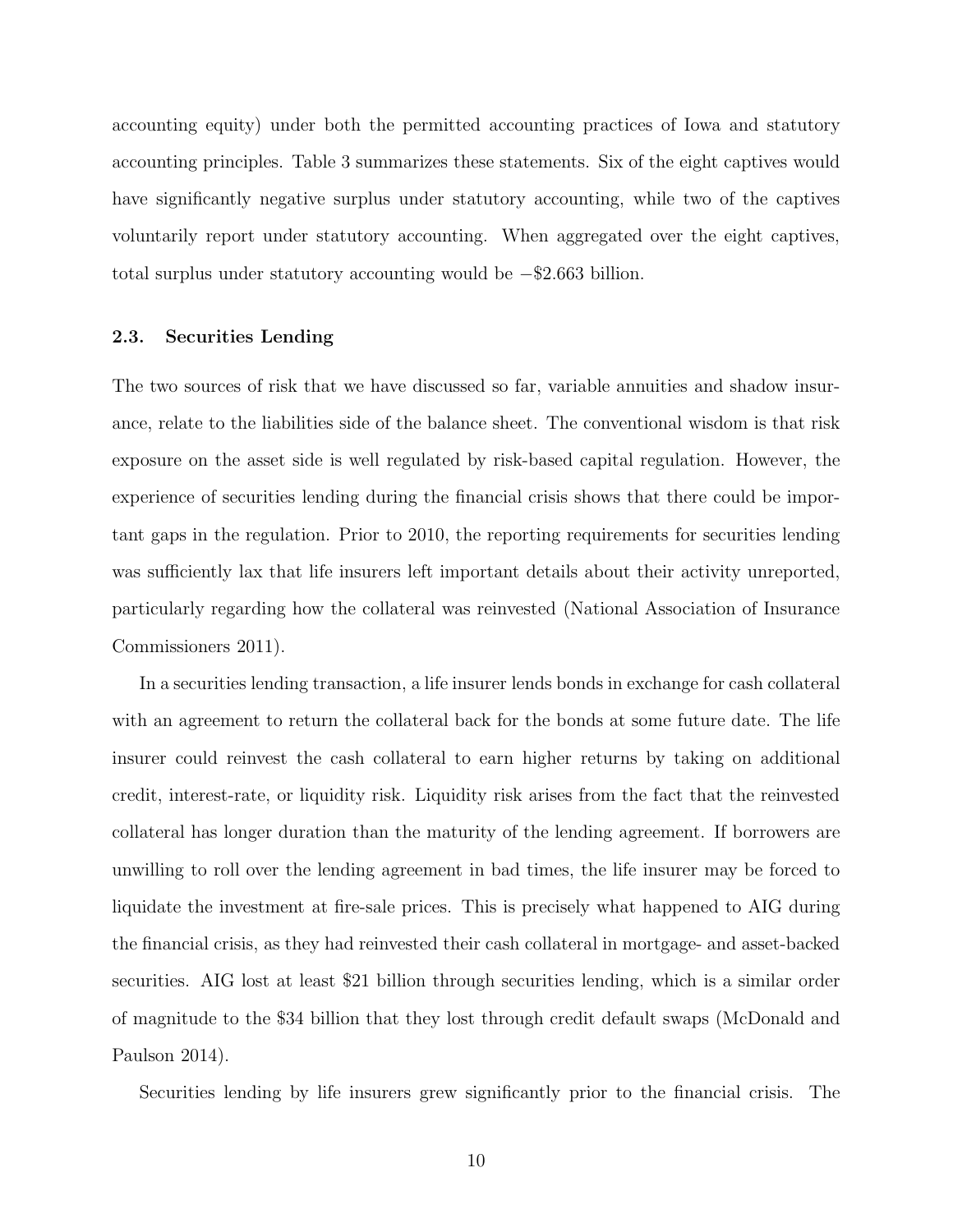accounting equity) under both the permitted accounting practices of Iowa and statutory accounting principles. Table 3 summarizes these statements. Six of the eight captives would have significantly negative surplus under statutory accounting, while two of the captives voluntarily report under statutory accounting. When aggregated over the eight captives, total surplus under statutory accounting would be −$2.663 billion.

### 2.3. Securities Lending

The two sources of risk that we have discussed so far, variable annuities and shadow insurance, relate to the liabilities side of the balance sheet. The conventional wisdom is that risk exposure on the asset side is well regulated by risk-based capital regulation. However, the experience of securities lending during the financial crisis shows that there could be important gaps in the regulation. Prior to 2010, the reporting requirements for securities lending was sufficiently lax that life insurers left important details about their activity unreported, particularly regarding how the collateral was reinvested (National Association of Insurance Commissioners 2011).

In a securities lending transaction, a life insurer lends bonds in exchange for cash collateral with an agreement to return the collateral back for the bonds at some future date. The life insurer could reinvest the cash collateral to earn higher returns by taking on additional credit, interest-rate, or liquidity risk. Liquidity risk arises from the fact that the reinvested collateral has longer duration than the maturity of the lending agreement. If borrowers are unwilling to roll over the lending agreement in bad times, the life insurer may be forced to liquidate the investment at fire-sale prices. This is precisely what happened to AIG during the financial crisis, as they had reinvested their cash collateral in mortgage- and asset-backed securities. AIG lost at least $21 billion through securities lending, which is a similar order of magnitude to the $34 billion that they lost through credit default swaps (McDonald and Paulson 2014).

Securities lending by life insurers grew significantly prior to the financial crisis. The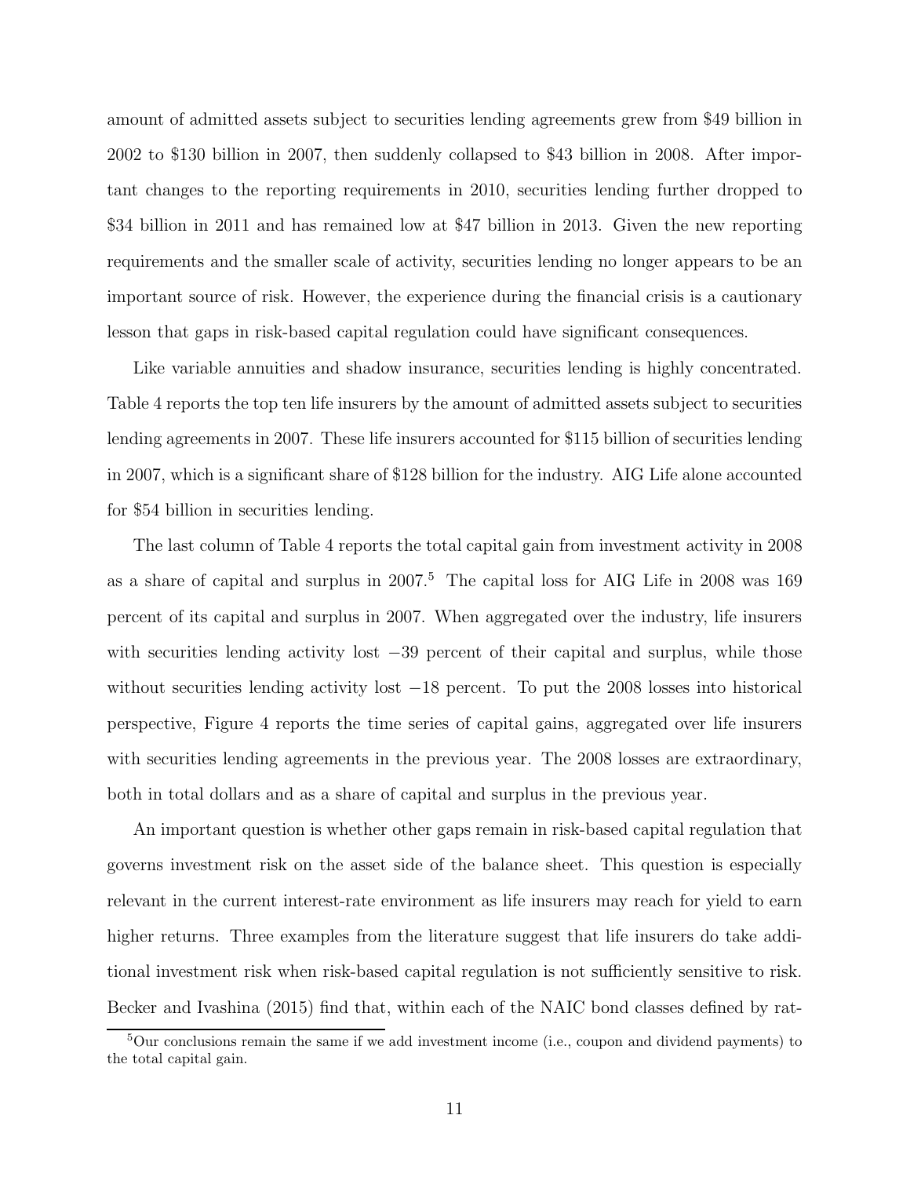amount of admitted assets subject to securities lending agreements grew from \$49 billion in 2002 to \$130 billion in 2007, then suddenly collapsed to \$43 billion in 2008. After important changes to the reporting requirements in 2010, securities lending further dropped to \$34 billion in 2011 and has remained low at \$47 billion in 2013. Given the new reporting requirements and the smaller scale of activity, securities lending no longer appears to be an important source of risk. However, the experience during the financial crisis is a cautionary lesson that gaps in risk-based capital regulation could have significant consequences.

Like variable annuities and shadow insurance, securities lending is highly concentrated. Table 4 reports the top ten life insurers by the amount of admitted assets subject to securities lending agreements in 2007. These life insurers accounted for \$115 billion of securities lending in 2007, which is a significant share of \$128 billion for the industry. AIG Life alone accounted for \$54 billion in securities lending.

The last column of Table 4 reports the total capital gain from investment activity in 2008 as a share of capital and surplus in 2007.[5] The capital loss for AIG Life in 2008 was 169 percent of its capital and surplus in 2007. When aggregated over the industry, life insurers with securities lending activity lost $-39$ percent of their capital and surplus, while those without securities lending activity lost $-18$ percent. To put the 2008 losses into historical perspective, Figure 4 reports the time series of capital gains, aggregated over life insurers with securities lending agreements in the previous year. The 2008 losses are extraordinary, both in total dollars and as a share of capital and surplus in the previous year.

An important question is whether other gaps remain in risk-based capital regulation that governs investment risk on the asset side of the balance sheet. This question is especially relevant in the current interest-rate environment as life insurers may reach for yield to earn higher returns. Three examples from the literature suggest that life insurers do take additional investment risk when risk-based capital regulation is not sufficiently sensitive to risk. Becker and Ivashina (2015) find that, within each of the NAIC bond classes defined by rat-

[5] Our conclusions remain the same if we add investment income (i.e., coupon and dividend payments) to the total capital gain.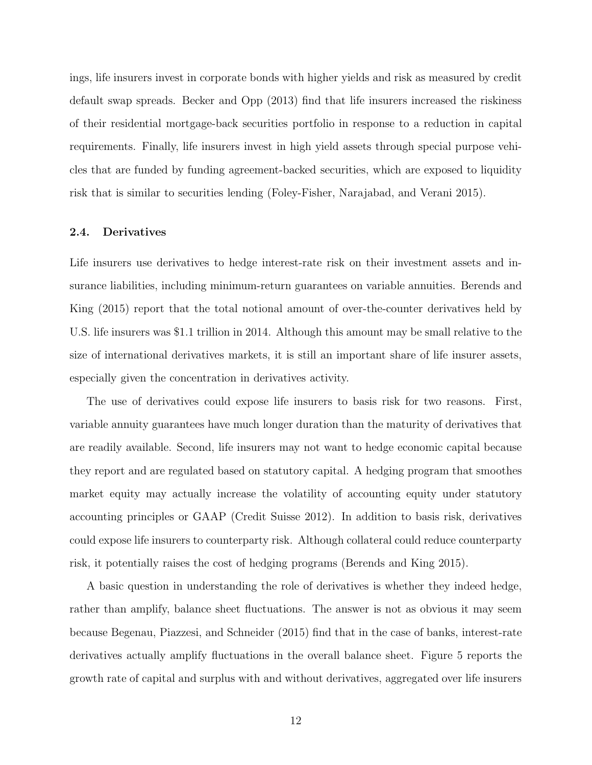ings, life insurers invest in corporate bonds with higher yields and risk as measured by credit default swap spreads. Becker and Opp (2013) find that life insurers increased the riskiness of their residential mortgage-back securities portfolio in response to a reduction in capital requirements. Finally, life insurers invest in high yield assets through special purpose vehicles that are funded by funding agreement-backed securities, which are exposed to liquidity risk that is similar to securities lending (Foley-Fisher, Narajabad, and Verani 2015).

### 2.4. Derivatives

Life insurers use derivatives to hedge interest-rate risk on their investment assets and insurance liabilities, including minimum-return guarantees on variable annuities. Berends and King (2015) report that the total notional amount of over-the-counter derivatives held by U.S. life insurers was $1.1 trillion in 2014. Although this amount may be small relative to the size of international derivatives markets, it is still an important share of life insurer assets, especially given the concentration in derivatives activity.

The use of derivatives could expose life insurers to basis risk for two reasons. First, variable annuity guarantees have much longer duration than the maturity of derivatives that are readily available. Second, life insurers may not want to hedge economic capital because they report and are regulated based on statutory capital. A hedging program that smoothes market equity may actually increase the volatility of accounting equity under statutory accounting principles or GAAP (Credit Suisse 2012). In addition to basis risk, derivatives could expose life insurers to counterparty risk. Although collateral could reduce counterparty risk, it potentially raises the cost of hedging programs (Berends and King 2015).

A basic question in understanding the role of derivatives is whether they indeed hedge, rather than amplify, balance sheet fluctuations. The answer is not as obvious it may seem because Begenau, Piazzesi, and Schneider (2015) find that in the case of banks, interest-rate derivatives actually amplify fluctuations in the overall balance sheet. Figure 5 reports the growth rate of capital and surplus with and without derivatives, aggregated over life insurers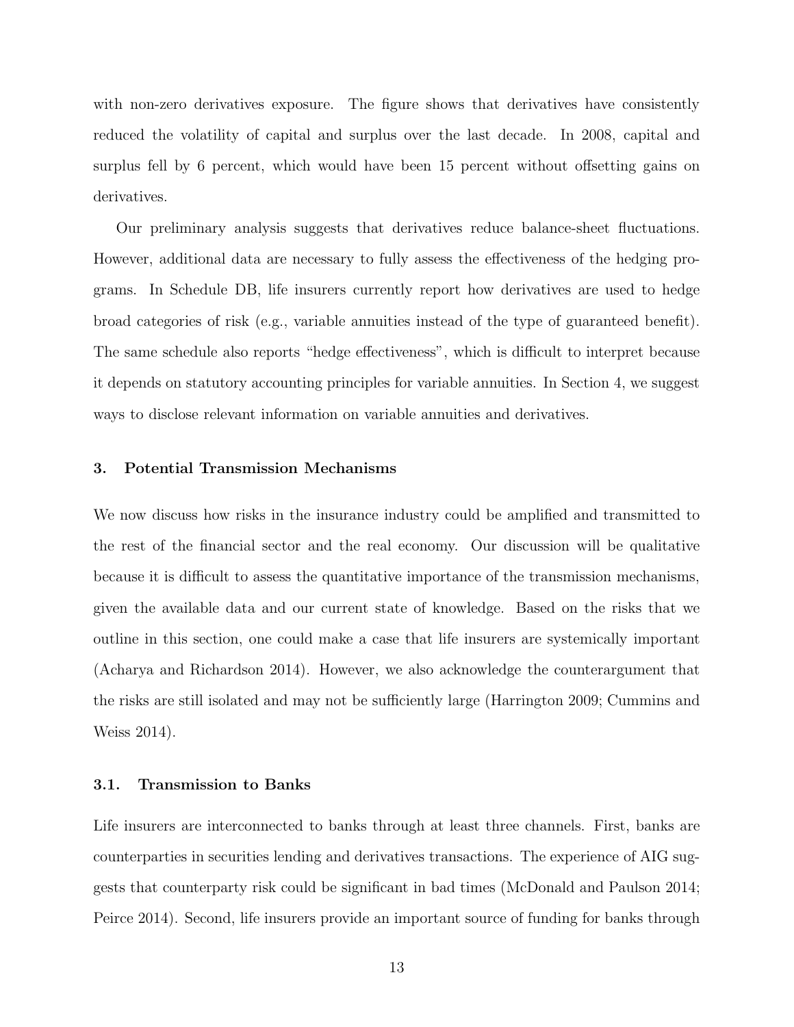with non-zero derivatives exposure. The figure shows that derivatives have consistently reduced the volatility of capital and surplus over the last decade. In 2008, capital and surplus fell by 6 percent, which would have been 15 percent without offsetting gains on derivatives.

Our preliminary analysis suggests that derivatives reduce balance-sheet fluctuations. However, additional data are necessary to fully assess the effectiveness of the hedging programs. In Schedule DB, life insurers currently report how derivatives are used to hedge broad categories of risk (e.g., variable annuities instead of the type of guaranteed benefit). The same schedule also reports "hedge effectiveness", which is difficult to interpret because it depends on statutory accounting principles for variable annuities. In Section 4, we suggest ways to disclose relevant information on variable annuities and derivatives.

## 3. Potential Transmission Mechanisms

We now discuss how risks in the insurance industry could be amplified and transmitted to the rest of the financial sector and the real economy. Our discussion will be qualitative because it is difficult to assess the quantitative importance of the transmission mechanisms, given the available data and our current state of knowledge. Based on the risks that we outline in this section, one could make a case that life insurers are systemically important (Acharya and Richardson 2014). However, we also acknowledge the counterargument that the risks are still isolated and may not be sufficiently large (Harrington 2009; Cummins and Weiss 2014).

### 3.1. Transmission to Banks

Life insurers are interconnected to banks through at least three channels. First, banks are counterparties in securities lending and derivatives transactions. The experience of AIG suggests that counterparty risk could be significant in bad times (McDonald and Paulson 2014; Peirce 2014). Second, life insurers provide an important source of funding for banks through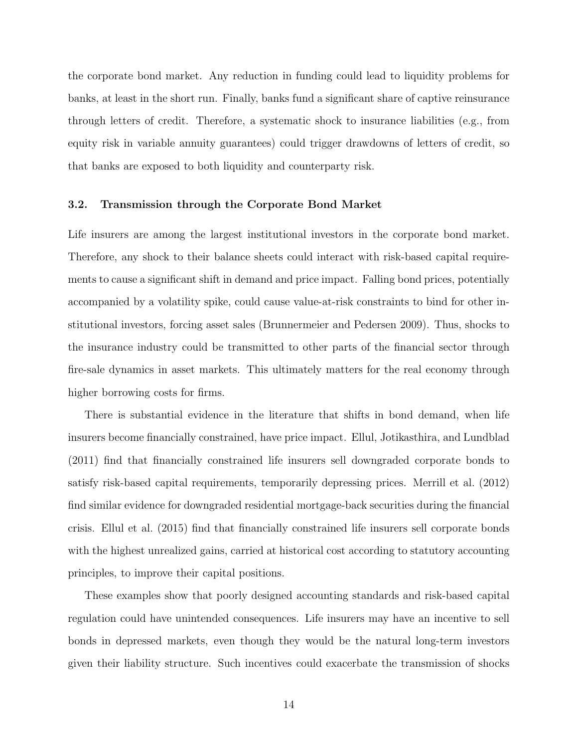the corporate bond market. Any reduction in funding could lead to liquidity problems for banks, at least in the short run. Finally, banks fund a significant share of captive reinsurance through letters of credit. Therefore, a systematic shock to insurance liabilities (e.g., from equity risk in variable annuity guarantees) could trigger drawdowns of letters of credit, so that banks are exposed to both liquidity and counterparty risk.

### 3.2. Transmission through the Corporate Bond Market

Life insurers are among the largest institutional investors in the corporate bond market. Therefore, any shock to their balance sheets could interact with risk-based capital requirements to cause a significant shift in demand and price impact. Falling bond prices, potentially accompanied by a volatility spike, could cause value-at-risk constraints to bind for other institutional investors, forcing asset sales (Brunnermeier and Pedersen 2009). Thus, shocks to the insurance industry could be transmitted to other parts of the financial sector through fire-sale dynamics in asset markets. This ultimately matters for the real economy through higher borrowing costs for firms.

There is substantial evidence in the literature that shifts in bond demand, when life insurers become financially constrained, have price impact. Ellul, Jotikasthira, and Lundblad (2011) find that financially constrained life insurers sell downgraded corporate bonds to satisfy risk-based capital requirements, temporarily depressing prices. Merrill et al. (2012) find similar evidence for downgraded residential mortgage-back securities during the financial crisis. Ellul et al. (2015) find that financially constrained life insurers sell corporate bonds with the highest unrealized gains, carried at historical cost according to statutory accounting principles, to improve their capital positions.

These examples show that poorly designed accounting standards and risk-based capital regulation could have unintended consequences. Life insurers may have an incentive to sell bonds in depressed markets, even though they would be the natural long-term investors given their liability structure. Such incentives could exacerbate the transmission of shocks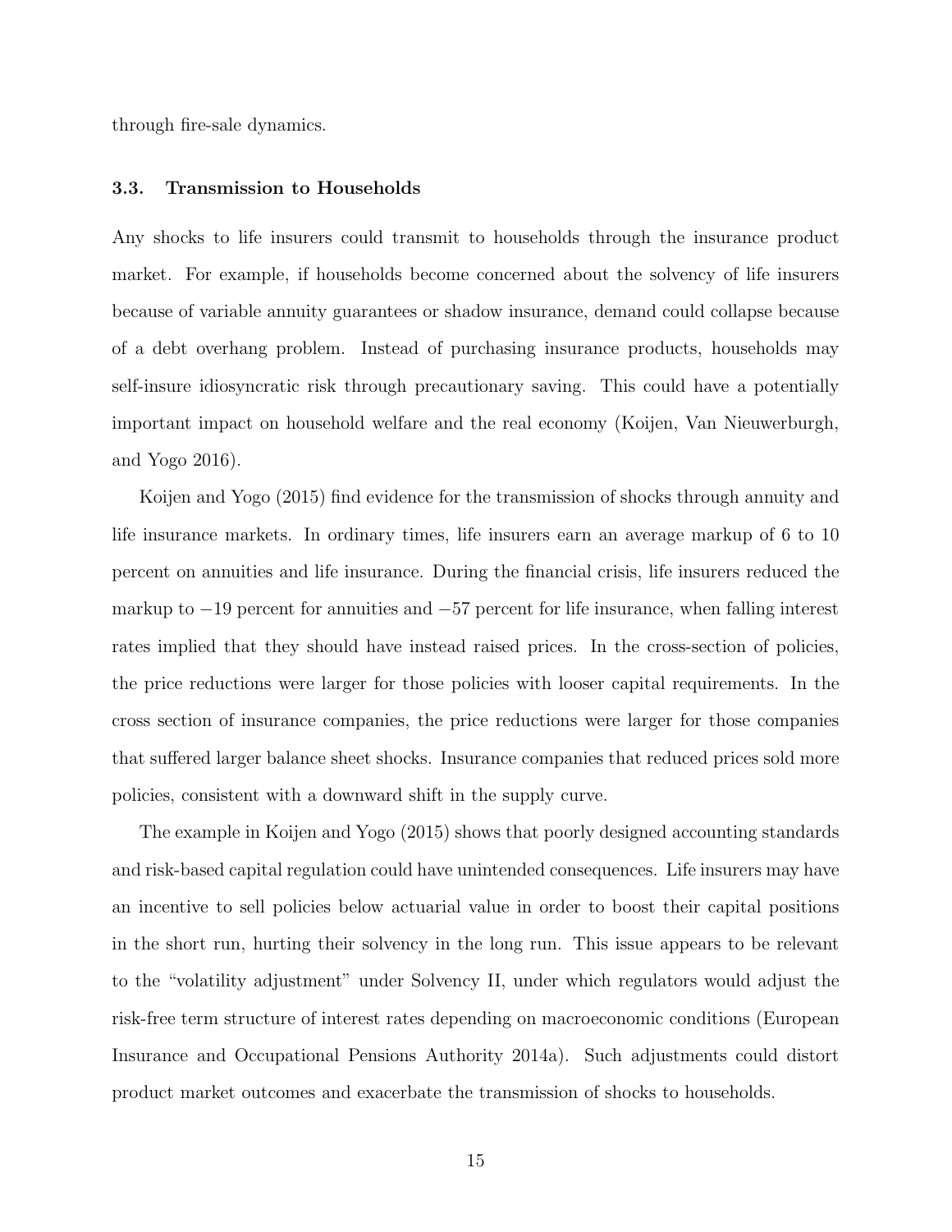through fire-sale dynamics.

### 3.3. Transmission to Households

Any shocks to life insurers could transmit to households through the insurance product market. For example, if households become concerned about the solvency of life insurers because of variable annuity guarantees or shadow insurance, demand could collapse because of a debt overhang problem. Instead of purchasing insurance products, households may self-insure idiosyncratic risk through precautionary saving. This could have a potentially important impact on household welfare and the real economy (Koijen, Van Nieuwerburgh, and Yogo 2016).

Koijen and Yogo (2015) find evidence for the transmission of shocks through annuity and life insurance markets. In ordinary times, life insurers earn an average markup of 6 to 10 percent on annuities and life insurance. During the financial crisis, life insurers reduced the markup to −19 percent for annuities and −57 percent for life insurance, when falling interest rates implied that they should have instead raised prices. In the cross-section of policies, the price reductions were larger for those policies with looser capital requirements. In the cross section of insurance companies, the price reductions were larger for those companies that suffered larger balance sheet shocks. Insurance companies that reduced prices sold more policies, consistent with a downward shift in the supply curve.

The example in Koijen and Yogo (2015) shows that poorly designed accounting standards and risk-based capital regulation could have unintended consequences. Life insurers may have an incentive to sell policies below actuarial value in order to boost their capital positions in the short run, hurting their solvency in the long run. This issue appears to be relevant to the "volatility adjustment" under Solvency II, under which regulators would adjust the risk-free term structure of interest rates depending on macroeconomic conditions (European Insurance and Occupational Pensions Authority 2014a). Such adjustments could distort product market outcomes and exacerbate the transmission of shocks to households.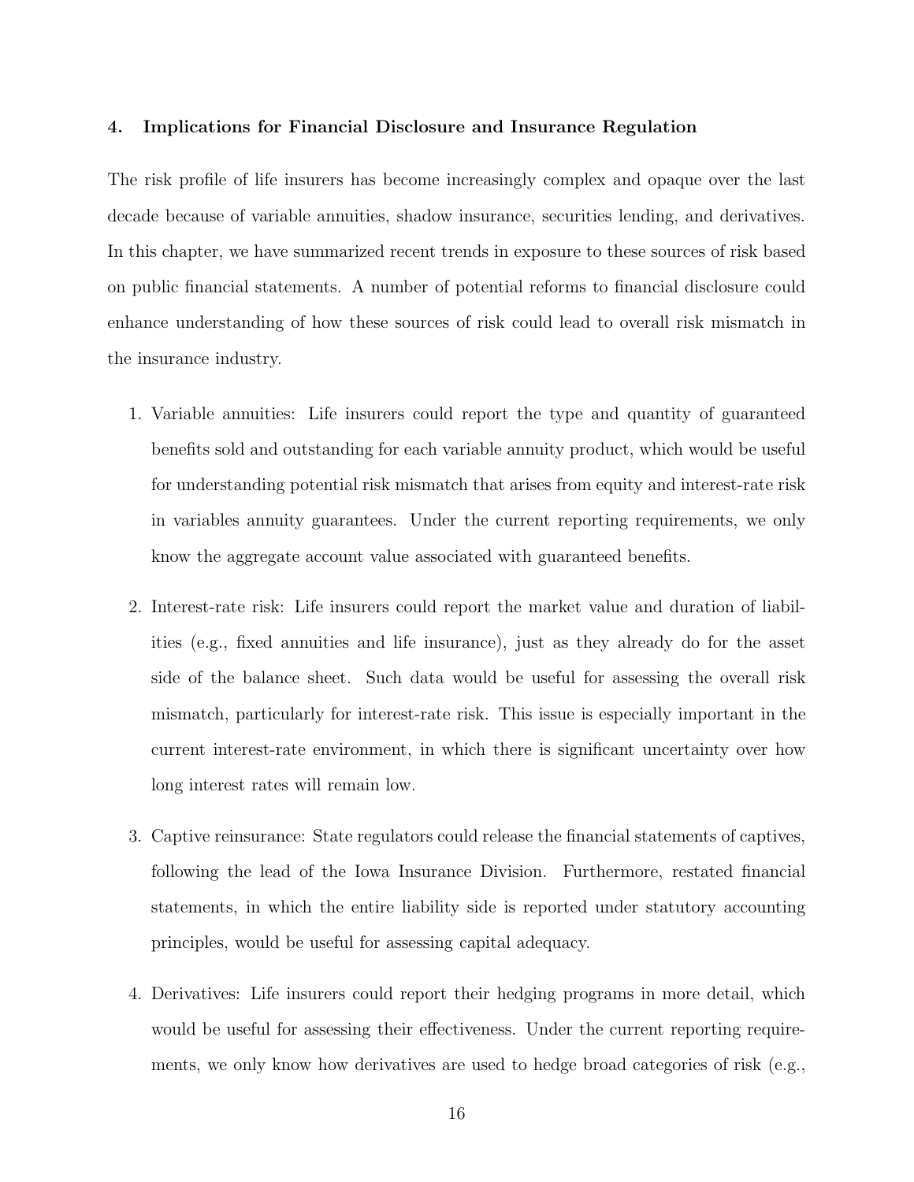## 4. Implications for Financial Disclosure and Insurance Regulation

The risk profile of life insurers has become increasingly complex and opaque over the last decade because of variable annuities, shadow insurance, securities lending, and derivatives. In this chapter, we have summarized recent trends in exposure to these sources of risk based on public financial statements. A number of potential reforms to financial disclosure could enhance understanding of how these sources of risk could lead to overall risk mismatch in the insurance industry.

1. Variable annuities: Life insurers could report the type and quantity of guaranteed benefits sold and outstanding for each variable annuity product, which would be useful for understanding potential risk mismatch that arises from equity and interest-rate risk in variables annuity guarantees. Under the current reporting requirements, we only know the aggregate account value associated with guaranteed benefits.

2. Interest-rate risk: Life insurers could report the market value and duration of liabilities (e.g., fixed annuities and life insurance), just as they already do for the asset side of the balance sheet. Such data would be useful for assessing the overall risk mismatch, particularly for interest-rate risk. This issue is especially important in the current interest-rate environment, in which there is significant uncertainty over how long interest rates will remain low.

3. Captive reinsurance: State regulators could release the financial statements of captives, following the lead of the Iowa Insurance Division. Furthermore, restated financial statements, in which the entire liability side is reported under statutory accounting principles, would be useful for assessing capital adequacy.

4. Derivatives: Life insurers could report their hedging programs in more detail, which would be useful for assessing their effectiveness. Under the current reporting requirements, we only know how derivatives are used to hedge broad categories of risk (e.g.,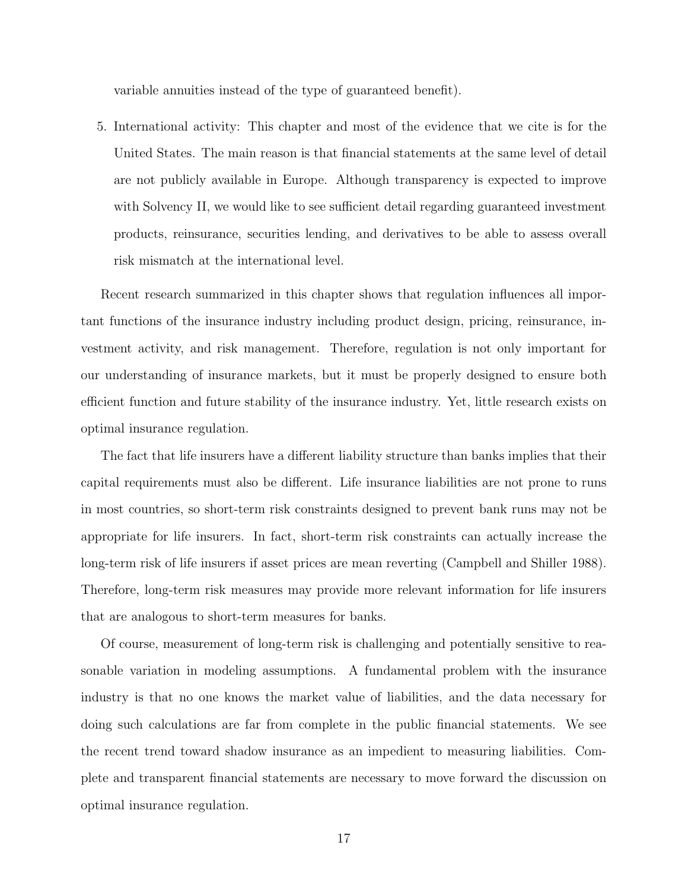variable annuities instead of the type of guaranteed benefit).

5. International activity: This chapter and most of the evidence that we cite is for the United States. The main reason is that financial statements at the same level of detail are not publicly available in Europe. Although transparency is expected to improve with Solvency II, we would like to see sufficient detail regarding guaranteed investment products, reinsurance, securities lending, and derivatives to be able to assess overall risk mismatch at the international level.

Recent research summarized in this chapter shows that regulation influences all important functions of the insurance industry including product design, pricing, reinsurance, investment activity, and risk management. Therefore, regulation is not only important for our understanding of insurance markets, but it must be properly designed to ensure both efficient function and future stability of the insurance industry. Yet, little research exists on optimal insurance regulation.

The fact that life insurers have a different liability structure than banks implies that their capital requirements must also be different. Life insurance liabilities are not prone to runs in most countries, so short-term risk constraints designed to prevent bank runs may not be appropriate for life insurers. In fact, short-term risk constraints can actually increase the long-term risk of life insurers if asset prices are mean reverting (Campbell and Shiller 1988). Therefore, long-term risk measures may provide more relevant information for life insurers that are analogous to short-term measures for banks.

Of course, measurement of long-term risk is challenging and potentially sensitive to reasonable variation in modeling assumptions. A fundamental problem with the insurance industry is that no one knows the market value of liabilities, and the data necessary for doing such calculations are far from complete in the public financial statements. We see the recent trend toward shadow insurance as an impediment to measuring liabilities. Complete and transparent financial statements are necessary to move forward the discussion on optimal insurance regulation.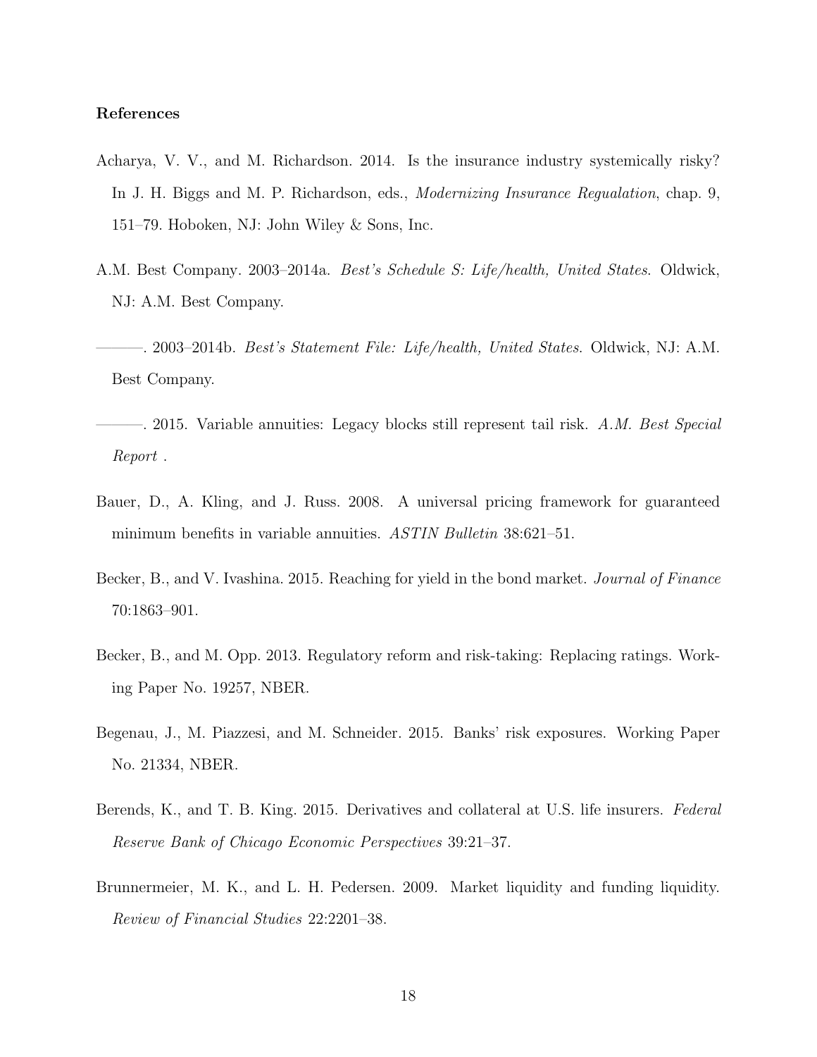**References**

Acharya, V. V., and M. Richardson. 2014. Is the insurance industry systemically risky? In J. H. Biggs and M. P. Richardson, eds., *Modernizing Insurance Regualation*, chap. 9, 151–79. Hoboken, NJ: John Wiley & Sons, Inc.

A.M. Best Company. 2003–2014a. *Best's Schedule S: Life/health, United States*. Oldwick, NJ: A.M. Best Company.

———. 2003–2014b. *Best's Statement File: Life/health, United States*. Oldwick, NJ: A.M. Best Company.

———. 2015. Variable annuities: Legacy blocks still represent tail risk. *A.M. Best Special Report* .

Bauer, D., A. Kling, and J. Russ. 2008. A universal pricing framework for guaranteed minimum benefits in variable annuities. *ASTIN Bulletin* 38:621–51.

Becker, B., and V. Ivashina. 2015. Reaching for yield in the bond market. *Journal of Finance* 70:1863–901.

Becker, B., and M. Opp. 2013. Regulatory reform and risk-taking: Replacing ratings. Working Paper No. 19257, NBER.

Begenau, J., M. Piazzesi, and M. Schneider. 2015. Banks' risk exposures. Working Paper No. 21334, NBER.

Berends, K., and T. B. King. 2015. Derivatives and collateral at U.S. life insurers. *Federal Reserve Bank of Chicago Economic Perspectives* 39:21–37.

Brunnermeier, M. K., and L. H. Pedersen. 2009. Market liquidity and funding liquidity. *Review of Financial Studies* 22:2201–38.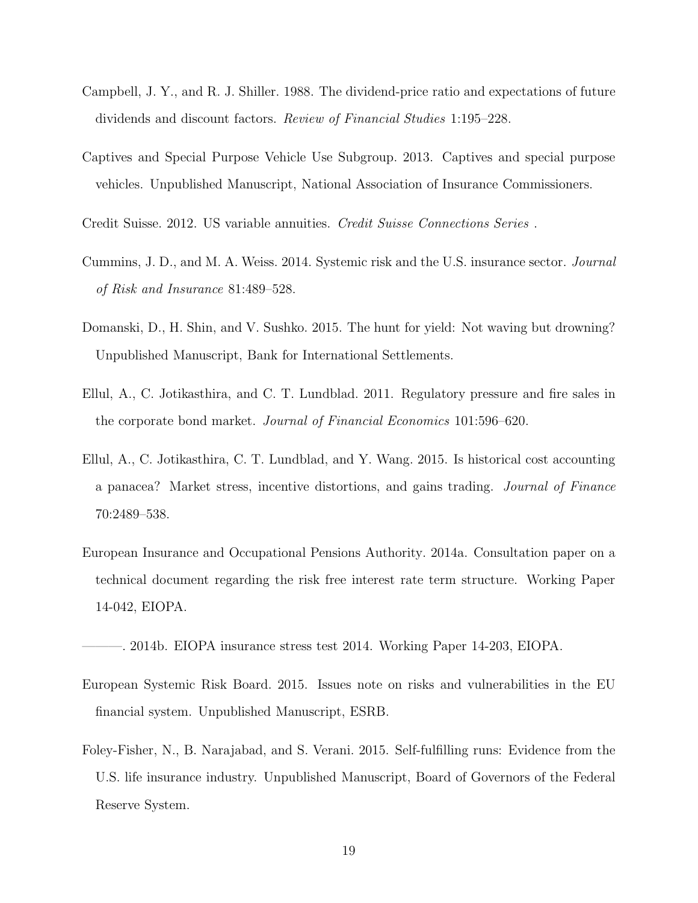Campbell, J. Y., and R. J. Shiller. 1988. The dividend-price ratio and expectations of future dividends and discount factors. *Review of Financial Studies* 1:195–228.

Captives and Special Purpose Vehicle Use Subgroup. 2013. Captives and special purpose vehicles. Unpublished Manuscript, National Association of Insurance Commissioners.

Credit Suisse. 2012. US variable annuities. *Credit Suisse Connections Series* .

Cummins, J. D., and M. A. Weiss. 2014. Systemic risk and the U.S. insurance sector. *Journal of Risk and Insurance* 81:489–528.

Domanski, D., H. Shin, and V. Sushko. 2015. The hunt for yield: Not waving but drowning? Unpublished Manuscript, Bank for International Settlements.

Ellul, A., C. Jotikasthira, and C. T. Lundblad. 2011. Regulatory pressure and fire sales in the corporate bond market. *Journal of Financial Economics* 101:596–620.

Ellul, A., C. Jotikasthira, C. T. Lundblad, and Y. Wang. 2015. Is historical cost accounting a panacea? Market stress, incentive distortions, and gains trading. *Journal of Finance* 70:2489–538.

European Insurance and Occupational Pensions Authority. 2014a. Consultation paper on a technical document regarding the risk free interest rate term structure. Working Paper 14-042, EIOPA.

———. 2014b. EIOPA insurance stress test 2014. Working Paper 14-203, EIOPA.

European Systemic Risk Board. 2015. Issues note on risks and vulnerabilities in the EU financial system. Unpublished Manuscript, ESRB.

Foley-Fisher, N., B. Narajabad, and S. Verani. 2015. Self-fulfilling runs: Evidence from the U.S. life insurance industry. Unpublished Manuscript, Board of Governors of the Federal Reserve System.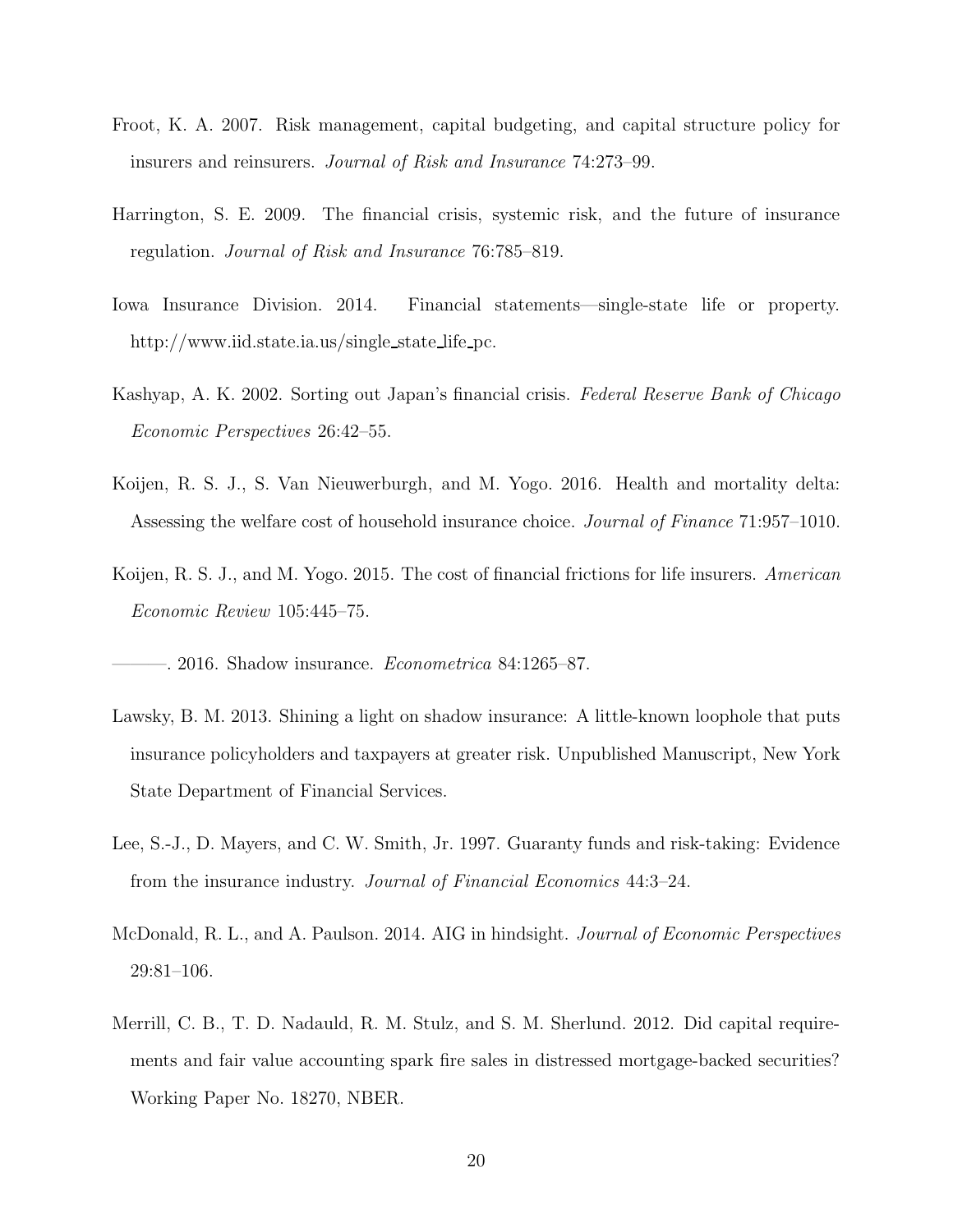Froot, K. A. 2007. Risk management, capital budgeting, and capital structure policy for insurers and reinsurers. *Journal of Risk and Insurance* 74:273–99.

Harrington, S. E. 2009. The financial crisis, systemic risk, and the future of insurance regulation. *Journal of Risk and Insurance* 76:785–819.

Iowa Insurance Division. 2014. Financial statements—single-state life or property. http://www.iid.state.ia.us/single_state_life_pc.

Kashyap, A. K. 2002. Sorting out Japan's financial crisis. *Federal Reserve Bank of Chicago Economic Perspectives* 26:42–55.

Koijen, R. S. J., S. Van Nieuwerburgh, and M. Yogo. 2016. Health and mortality delta: Assessing the welfare cost of household insurance choice. *Journal of Finance* 71:957–1010.

Koijen, R. S. J., and M. Yogo. 2015. The cost of financial frictions for life insurers. *American Economic Review* 105:445–75.

———. 2016. Shadow insurance. *Econometrica* 84:1265–87.

Lawsky, B. M. 2013. Shining a light on shadow insurance: A little-known loophole that puts insurance policyholders and taxpayers at greater risk. Unpublished Manuscript, New York State Department of Financial Services.

Lee, S.-J., D. Mayers, and C. W. Smith, Jr. 1997. Guaranty funds and risk-taking: Evidence from the insurance industry. *Journal of Financial Economics* 44:3–24.

McDonald, R. L., and A. Paulson. 2014. AIG in hindsight. *Journal of Economic Perspectives* 29:81–106.

Merrill, C. B., T. D. Nadauld, R. M. Stulz, and S. M. Sherlund. 2012. Did capital requirements and fair value accounting spark fire sales in distressed mortgage-backed securities? Working Paper No. 18270, NBER.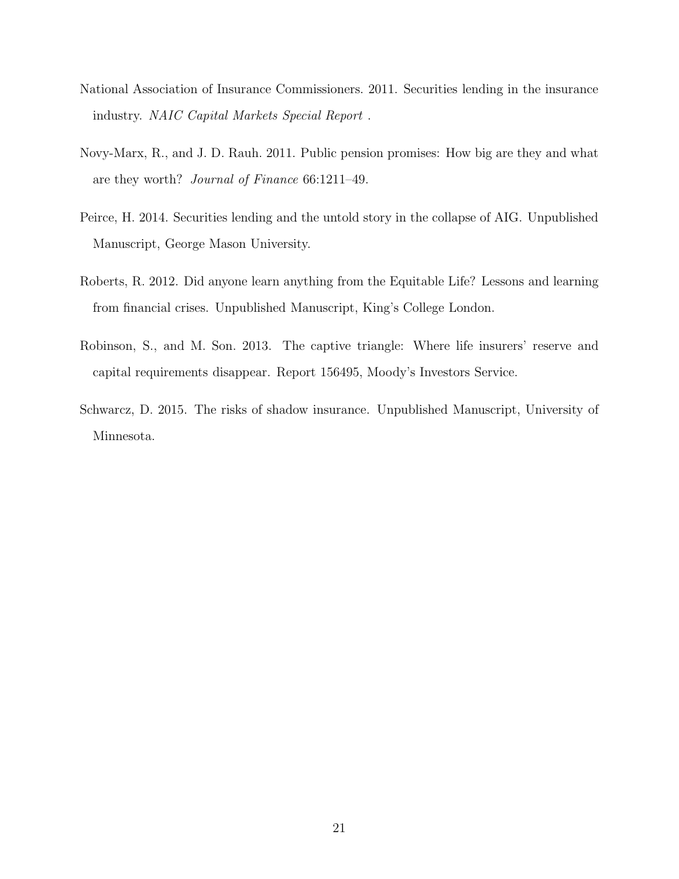National Association of Insurance Commissioners. 2011. Securities lending in the insurance industry. *NAIC Capital Markets Special Report* .

Novy-Marx, R., and J. D. Rauh. 2011. Public pension promises: How big are they and what are they worth? *Journal of Finance* 66:1211–49.

Peirce, H. 2014. Securities lending and the untold story in the collapse of AIG. Unpublished Manuscript, George Mason University.

Roberts, R. 2012. Did anyone learn anything from the Equitable Life? Lessons and learning from financial crises. Unpublished Manuscript, King's College London.

Robinson, S., and M. Son. 2013. The captive triangle: Where life insurers' reserve and capital requirements disappear. Report 156495, Moody's Investors Service.

Schwarcz, D. 2015. The risks of shadow insurance. Unpublished Manuscript, University of Minnesota.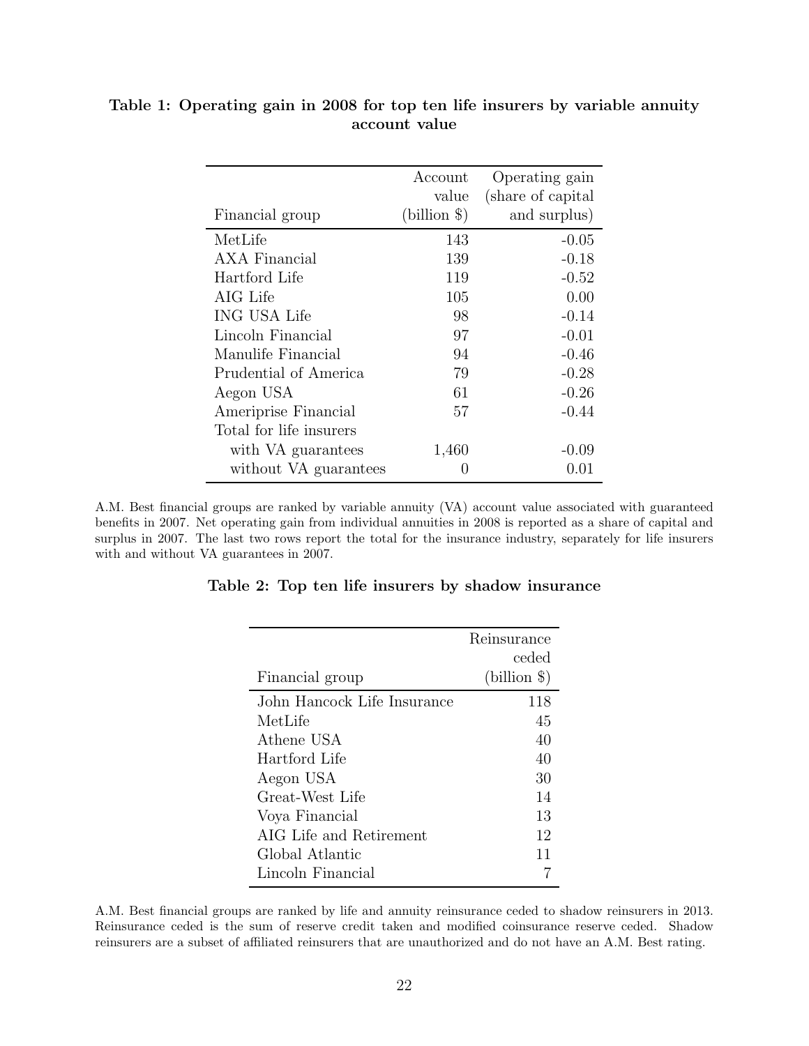**Table 1: Operating gain in 2008 for top ten life insurers by variable annuity account value**

| Financial group | Account value (billion $) | Operating gain (share of capital and surplus) |
|---|---:|---:|
| MetLife | 143 | -0.05 |
| AXA Financial | 139 | -0.18 |
| Hartford Life | 119 | -0.52 |
| AIG Life | 105 | 0.00 |
| ING USA Life | 98 | -0.14 |
| Lincoln Financial | 97 | -0.01 |
| Manulife Financial | 94 | -0.46 |
| Prudential of America | 79 | -0.28 |
| Aegon USA | 61 | -0.26 |
| Ameriprise Financial | 57 | -0.44 |
| Total for life insurers | | |
| with VA guarantees | 1,460 | -0.09 |
| without VA guarantees | 0 | 0.01 |

A.M. Best financial groups are ranked by variable annuity (VA) account value associated with guaranteed benefits in 2007. Net operating gain from individual annuities in 2008 is reported as a share of capital and surplus in 2007. The last two rows report the total for the insurance industry, separately for life insurers with and without VA guarantees in 2007.

**Table 2: Top ten life insurers by shadow insurance**

| Financial group | Reinsurance ceded (billion $) |
|---|---:|
| John Hancock Life Insurance | 118 |
| MetLife | 45 |
| Athene USA | 40 |
| Hartford Life | 40 |
| Aegon USA | 30 |
| Great-West Life | 14 |
| Voya Financial | 13 |
| AIG Life and Retirement | 12 |
| Global Atlantic | 11 |
| Lincoln Financial | 7 |

A.M. Best financial groups are ranked by life and annuity reinsurance ceded to shadow reinsurers in 2013. Reinsurance ceded is the sum of reserve credit taken and modified coinsurance reserve ceded. Shadow reinsurers are a subset of affiliated reinsurers that are unauthorized and do not have an A.M. Best rating.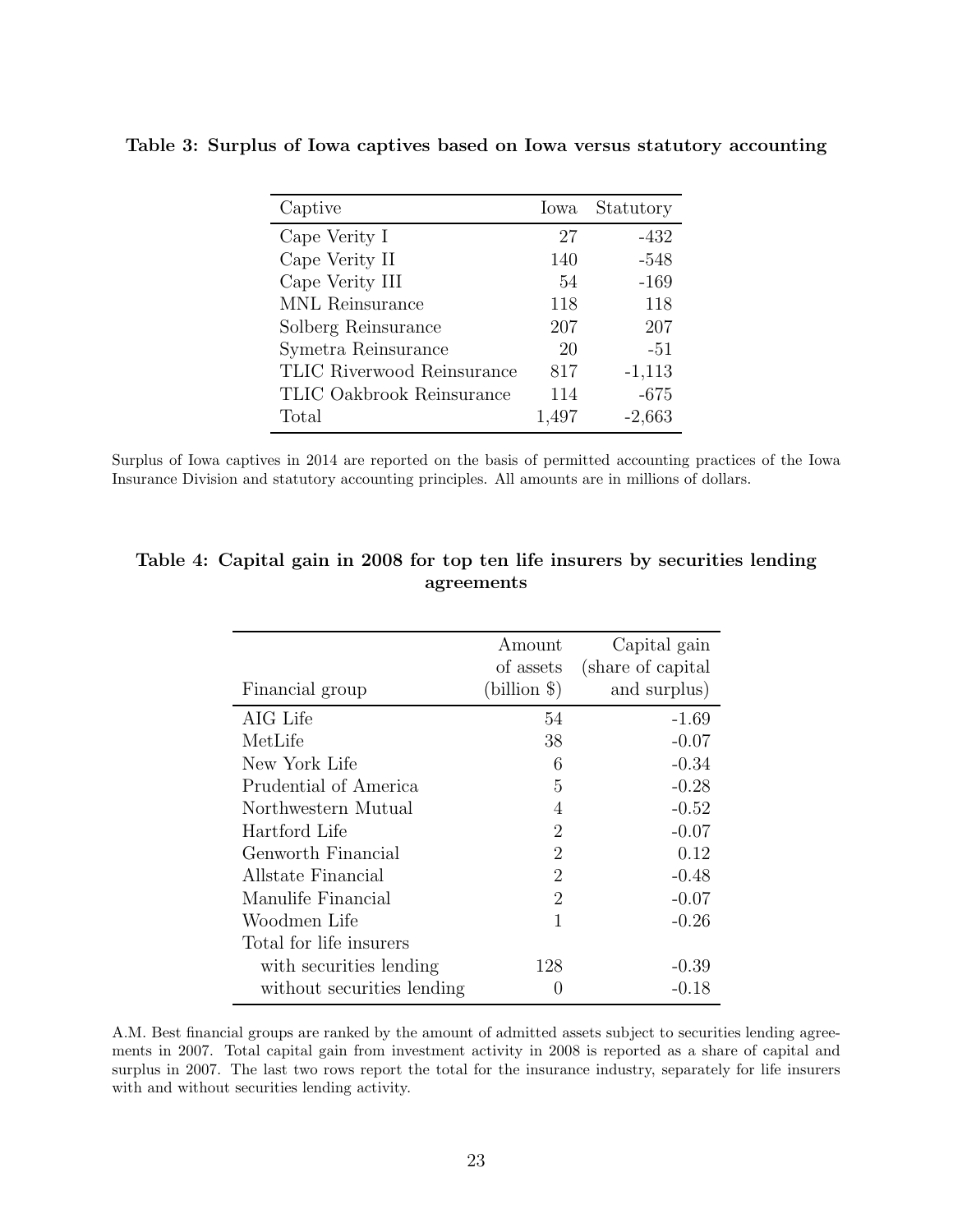**Table 3: Surplus of Iowa captives based on Iowa versus statutory accounting**

| Captive | Iowa | Statutory |
|---|---|---|
| Cape Verity I | 27 | -432 |
| Cape Verity II | 140 | -548 |
| Cape Verity III | 54 | -169 |
| MNL Reinsurance | 118 | 118 |
| Solberg Reinsurance | 207 | 207 |
| Symetra Reinsurance | 20 | -51 |
| TLIC Riverwood Reinsurance | 817 | -1,113 |
| TLIC Oakbrook Reinsurance | 114 | -675 |
| Total | 1,497 | -2,663 |

Surplus of Iowa captives in 2014 are reported on the basis of permitted accounting practices of the Iowa Insurance Division and statutory accounting principles. All amounts are in millions of dollars.

**Table 4: Capital gain in 2008 for top ten life insurers by securities lending agreements**

| Financial group | Amount of assets (billion $) | Capital gain (share of capital and surplus) |
|---|---|---|
| AIG Life | 54 | -1.69 |
| MetLife | 38 | -0.07 |
| New York Life | 6 | -0.34 |
| Prudential of America | 5 | -0.28 |
| Northwestern Mutual | 4 | -0.52 |
| Hartford Life | 2 | -0.07 |
| Genworth Financial | 2 | 0.12 |
| Allstate Financial | 2 | -0.48 |
| Manulife Financial | 2 | -0.07 |
| Woodmen Life | 1 | -0.26 |
| Total for life insurers | | |
| with securities lending | 128 | -0.39 |
| without securities lending | 0 | -0.18 |

A.M. Best financial groups are ranked by the amount of admitted assets subject to securities lending agreements in 2007. Total capital gain from investment activity in 2008 is reported as a share of capital and surplus in 2007. The last two rows report the total for the insurance industry, separately for life insurers with and without securities lending activity.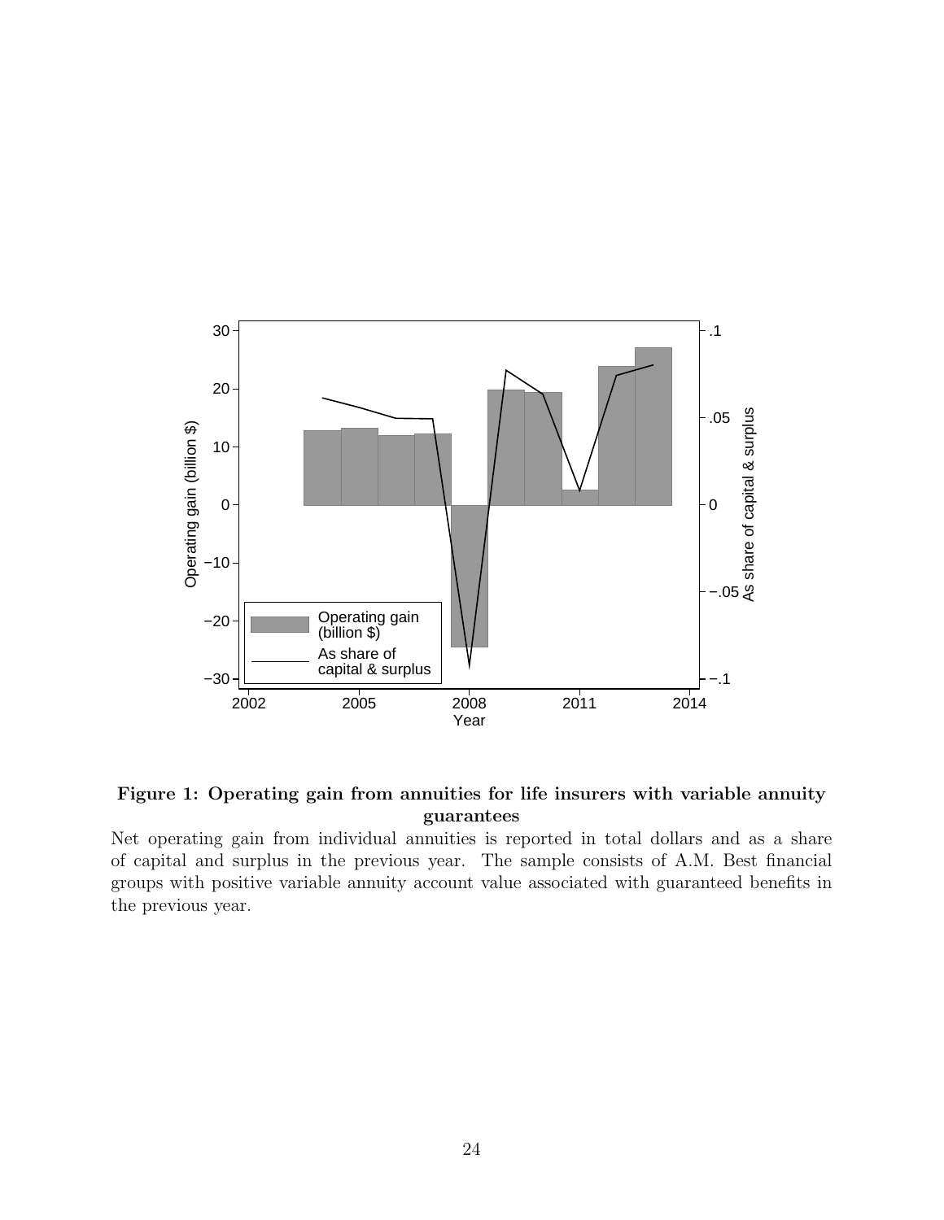**Figure 1: Operating gain from annuities for life insurers with variable annuity guarantees**

Net operating gain from individual annuities is reported in total dollars and as a share of capital and surplus in the previous year. The sample consists of A.M. Best financial groups with positive variable annuity account value associated with guaranteed benefits in the previous year.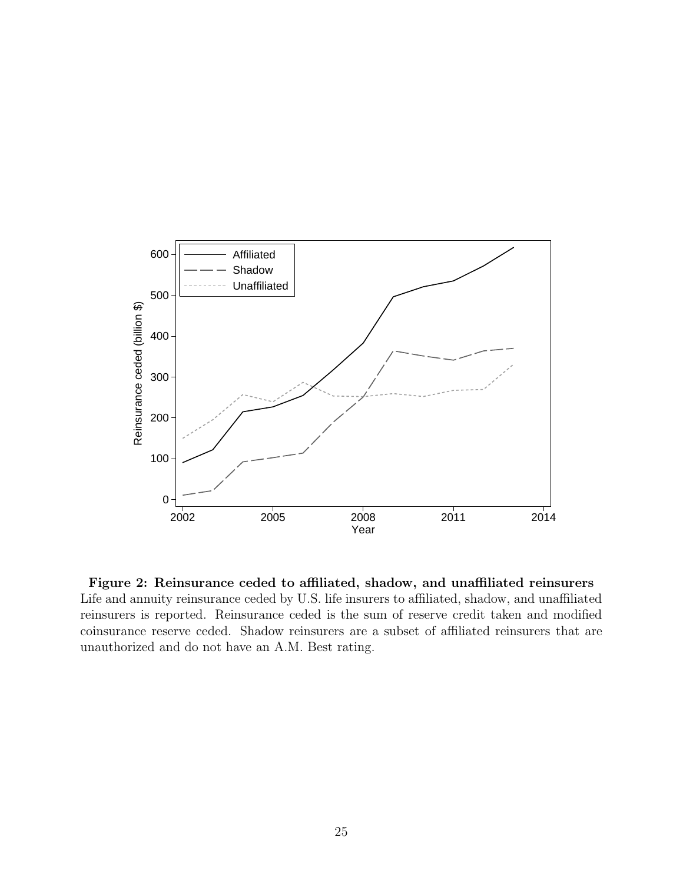**Figure 2: Reinsurance ceded to affiliated, shadow, and unaffiliated reinsurers**
Life and annuity reinsurance ceded by U.S. life insurers to affiliated, shadow, and unaffiliated reinsurers is reported. Reinsurance ceded is the sum of reserve credit taken and modified coinsurance reserve ceded. Shadow reinsurers are a subset of affiliated reinsurers that are unauthorized and do not have an A.M. Best rating.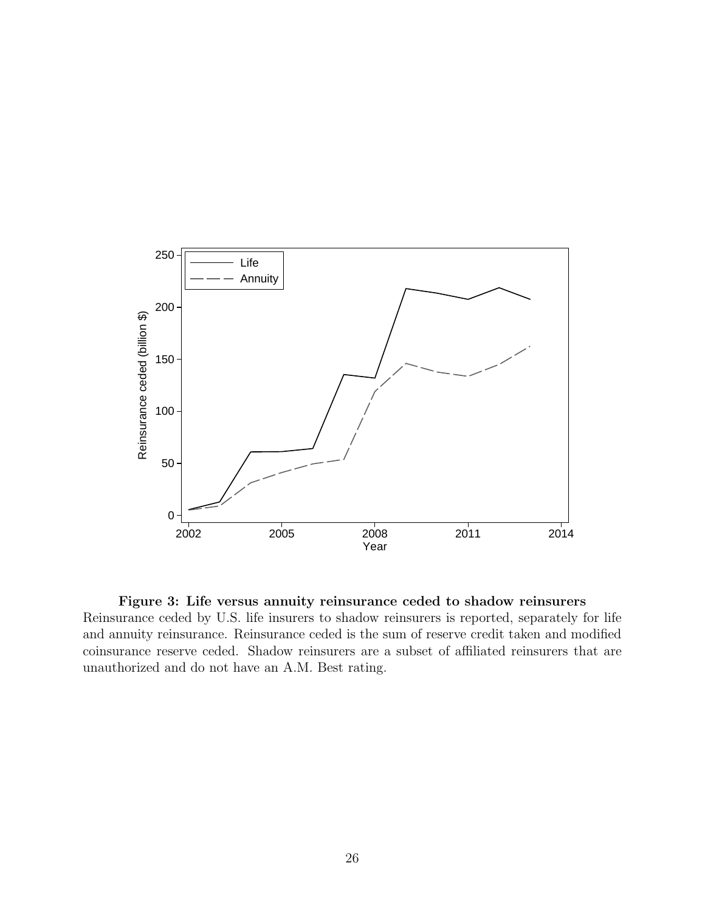**Figure 3: Life versus annuity reinsurance ceded to shadow reinsurers**

Reinsurance ceded by U.S. life insurers to shadow reinsurers is reported, separately for life and annuity reinsurance. Reinsurance ceded is the sum of reserve credit taken and modified coinsurance reserve ceded. Shadow reinsurers are a subset of affiliated reinsurers that are unauthorized and do not have an A.M. Best rating.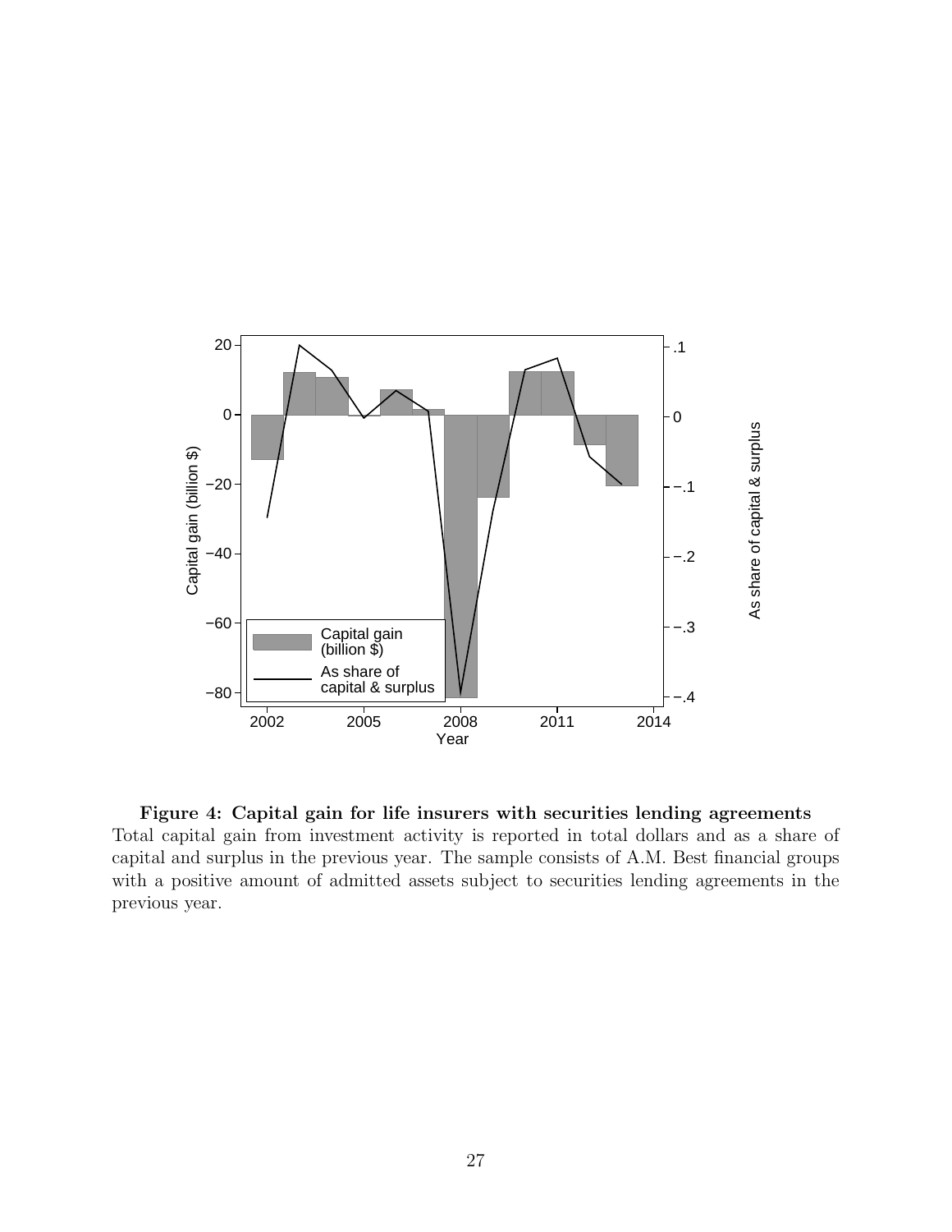**Figure 4: Capital gain for life insurers with securities lending agreements**
Total capital gain from investment activity is reported in total dollars and as a share of capital and surplus in the previous year. The sample consists of A.M. Best financial groups with a positive amount of admitted assets subject to securities lending agreements in the previous year.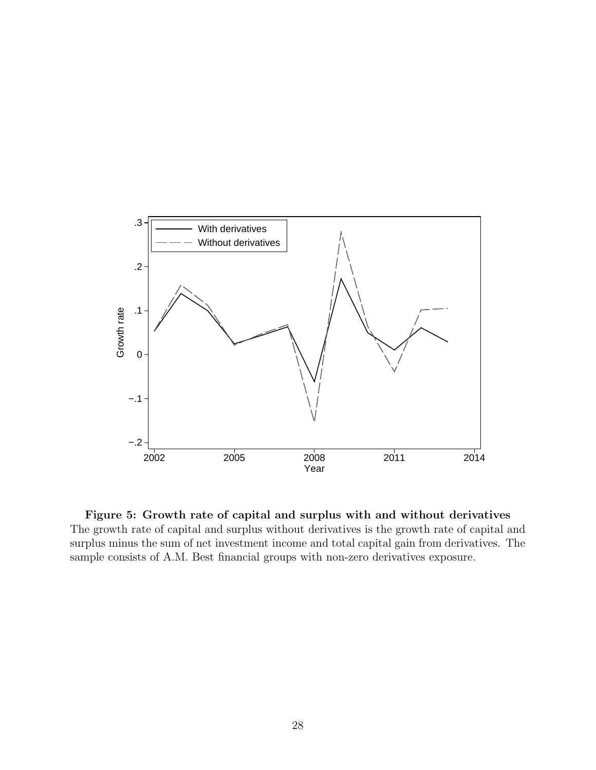**Figure 5: Growth rate of capital and surplus with and without derivatives**
The growth rate of capital and surplus without derivatives is the growth rate of capital and surplus minus the sum of net investment income and total capital gain from derivatives. The sample consists of A.M. Best financial groups with non-zero derivatives exposure.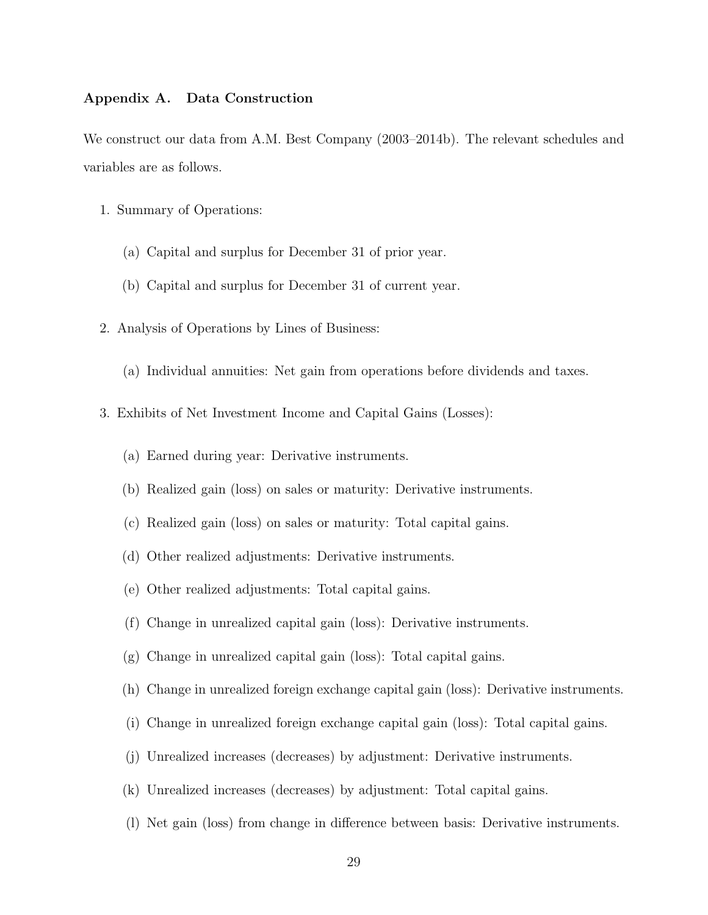## Appendix A. Data Construction

We construct our data from A.M. Best Company (2003–2014b). The relevant schedules and variables are as follows.

1. Summary of Operations:
   (a) Capital and surplus for December 31 of prior year.
   (b) Capital and surplus for December 31 of current year.
2. Analysis of Operations by Lines of Business:
   (a) Individual annuities: Net gain from operations before dividends and taxes.
3. Exhibits of Net Investment Income and Capital Gains (Losses):
   (a) Earned during year: Derivative instruments.
   (b) Realized gain (loss) on sales or maturity: Derivative instruments.
   (c) Realized gain (loss) on sales or maturity: Total capital gains.
   (d) Other realized adjustments: Derivative instruments.
   (e) Other realized adjustments: Total capital gains.
   (f) Change in unrealized capital gain (loss): Derivative instruments.
   (g) Change in unrealized capital gain (loss): Total capital gains.
   (h) Change in unrealized foreign exchange capital gain (loss): Derivative instruments.
   (i) Change in unrealized foreign exchange capital gain (loss): Total capital gains.
   (j) Unrealized increases (decreases) by adjustment: Derivative instruments.
   (k) Unrealized increases (decreases) by adjustment: Total capital gains.
   (l) Net gain (loss) from change in difference between basis: Derivative instruments.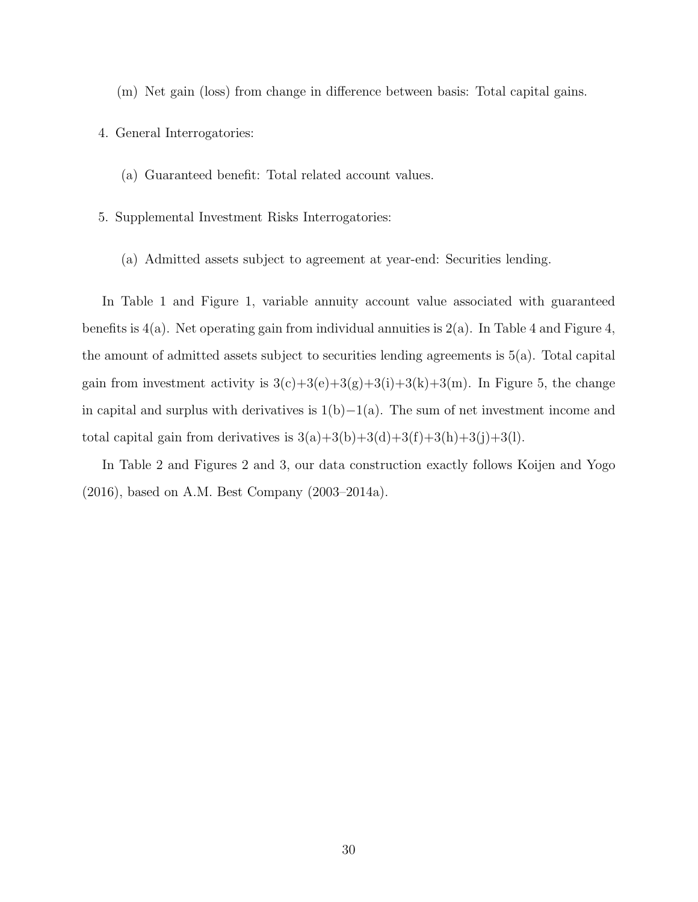(m) Net gain (loss) from change in difference between basis: Total capital gains.

4. General Interrogatories:

   (a) Guaranteed benefit: Total related account values.

5. Supplemental Investment Risks Interrogatories:

   (a) Admitted assets subject to agreement at year-end: Securities lending.

In Table 1 and Figure 1, variable annuity account value associated with guaranteed benefits is 4(a). Net operating gain from individual annuities is 2(a). In Table 4 and Figure 4, the amount of admitted assets subject to securities lending agreements is 5(a). Total capital gain from investment activity is 3(c)+3(e)+3(g)+3(i)+3(k)+3(m). In Figure 5, the change in capital and surplus with derivatives is 1(b)−1(a). The sum of net investment income and total capital gain from derivatives is 3(a)+3(b)+3(d)+3(f)+3(h)+3(j)+3(l).

In Table 2 and Figures 2 and 3, our data construction exactly follows Koijen and Yogo (2016), based on A.M. Best Company (2003–2014a).